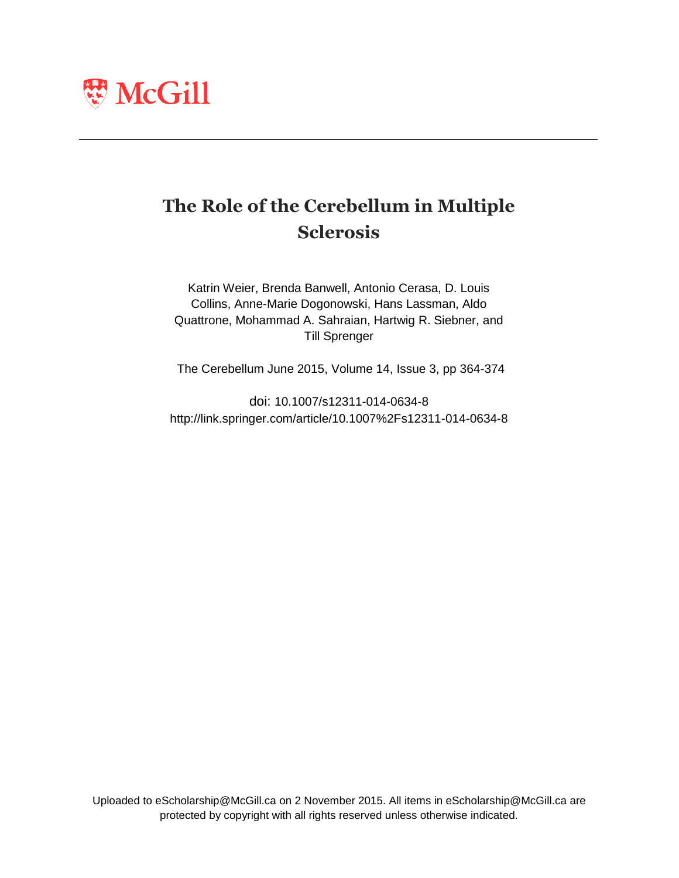McGill

# The Role of the Cerebellum in Multiple Sclerosis

Katrin Weier, Brenda Banwell, Antonio Cerasa, D. Louis Collins, Anne-Marie Dogonowski, Hans Lassman, Aldo Quattrone, Mohammad A. Sahraian, Hartwig R. Siebner, and Till Sprenger

The Cerebellum June 2015, Volume 14, Issue 3, pp 364-374

doi: 10.1007/s12311-014-0634-8
http://link.springer.com/article/10.1007%2Fs12311-014-0634-8

Uploaded to eScholarship@McGill.ca on 2 November 2015. All items in eScholarship@McGill.ca are protected by copyright with all rights reserved unless otherwise indicated.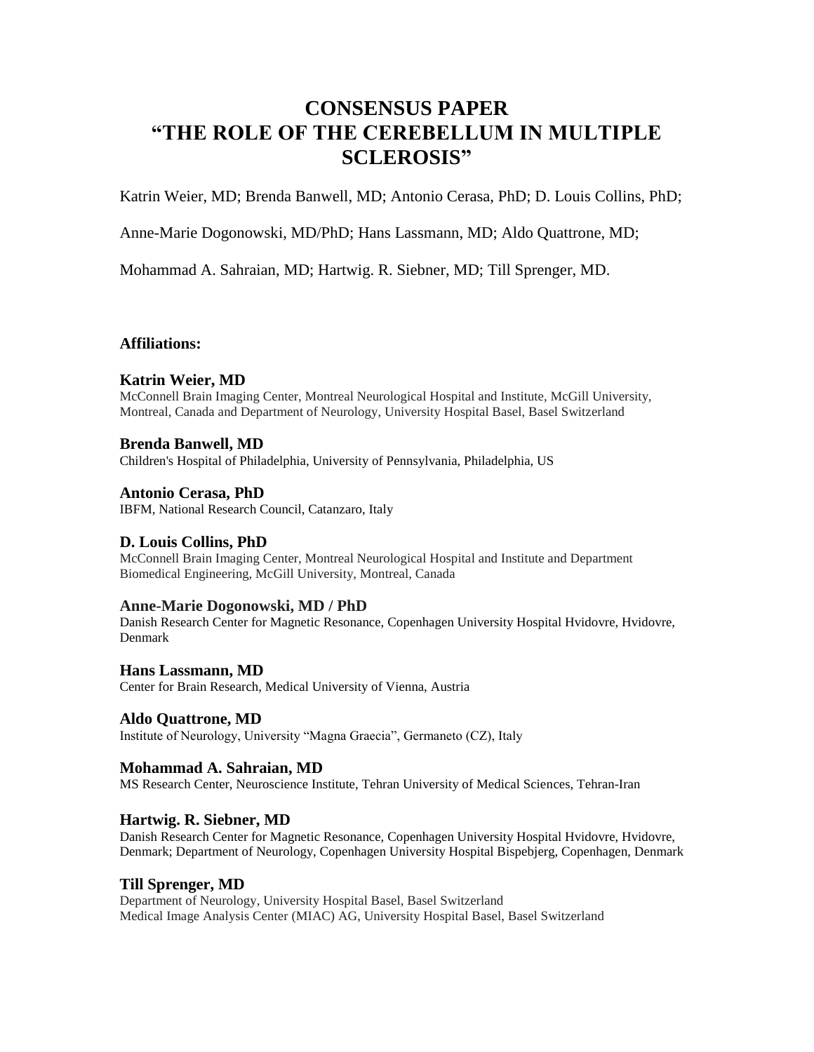# CONSENSUS PAPER
# "THE ROLE OF THE CEREBELLUM IN MULTIPLE SCLEROSIS"

Katrin Weier, MD; Brenda Banwell, MD; Antonio Cerasa, PhD; D. Louis Collins, PhD;

Anne-Marie Dogonowski, MD/PhD; Hans Lassmann, MD; Aldo Quattrone, MD;

Mohammad A. Sahraian, MD; Hartwig. R. Siebner, MD; Till Sprenger, MD.

### Affiliations:

**Katrin Weier, MD**
McConnell Brain Imaging Center, Montreal Neurological Hospital and Institute, McGill University, Montreal, Canada and Department of Neurology, University Hospital Basel, Basel Switzerland

**Brenda Banwell, MD**
Children's Hospital of Philadelphia, University of Pennsylvania, Philadelphia, US

**Antonio Cerasa, PhD**
IBFM, National Research Council, Catanzaro, Italy

**D. Louis Collins, PhD**
McConnell Brain Imaging Center, Montreal Neurological Hospital and Institute and Department Biomedical Engineering, McGill University, Montreal, Canada

**Anne-Marie Dogonowski, MD / PhD**
Danish Research Center for Magnetic Resonance, Copenhagen University Hospital Hvidovre, Hvidovre, Denmark

**Hans Lassmann, MD**
Center for Brain Research, Medical University of Vienna, Austria

**Aldo Quattrone, MD**
Institute of Neurology, University "Magna Graecia", Germaneto (CZ), Italy

**Mohammad A. Sahraian, MD**
MS Research Center, Neuroscience Institute, Tehran University of Medical Sciences, Tehran-Iran

**Hartwig. R. Siebner, MD**
Danish Research Center for Magnetic Resonance, Copenhagen University Hospital Hvidovre, Hvidovre, Denmark; Department of Neurology, Copenhagen University Hospital Bispebjerg, Copenhagen, Denmark

**Till Sprenger, MD**
Department of Neurology, University Hospital Basel, Basel Switzerland
Medical Image Analysis Center (MIAC) AG, University Hospital Basel, Basel Switzerland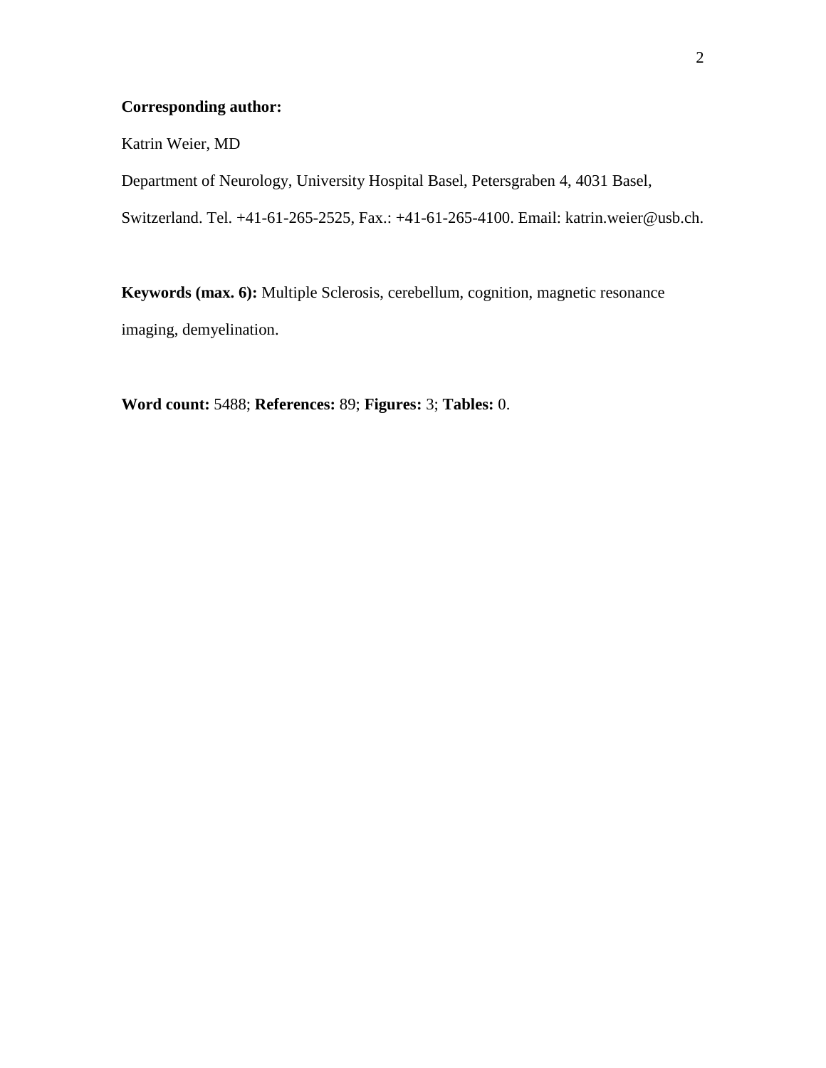**Corresponding author:**

Katrin Weier, MD

Department of Neurology, University Hospital Basel, Petersgraben 4, 4031 Basel, Switzerland. Tel. +41-61-265-2525, Fax.: +41-61-265-4100. Email: katrin.weier@usb.ch.

**Keywords (max. 6):** Multiple Sclerosis, cerebellum, cognition, magnetic resonance imaging, demyelination.

**Word count:** 5488; **References:** 89; **Figures:** 3; **Tables:** 0.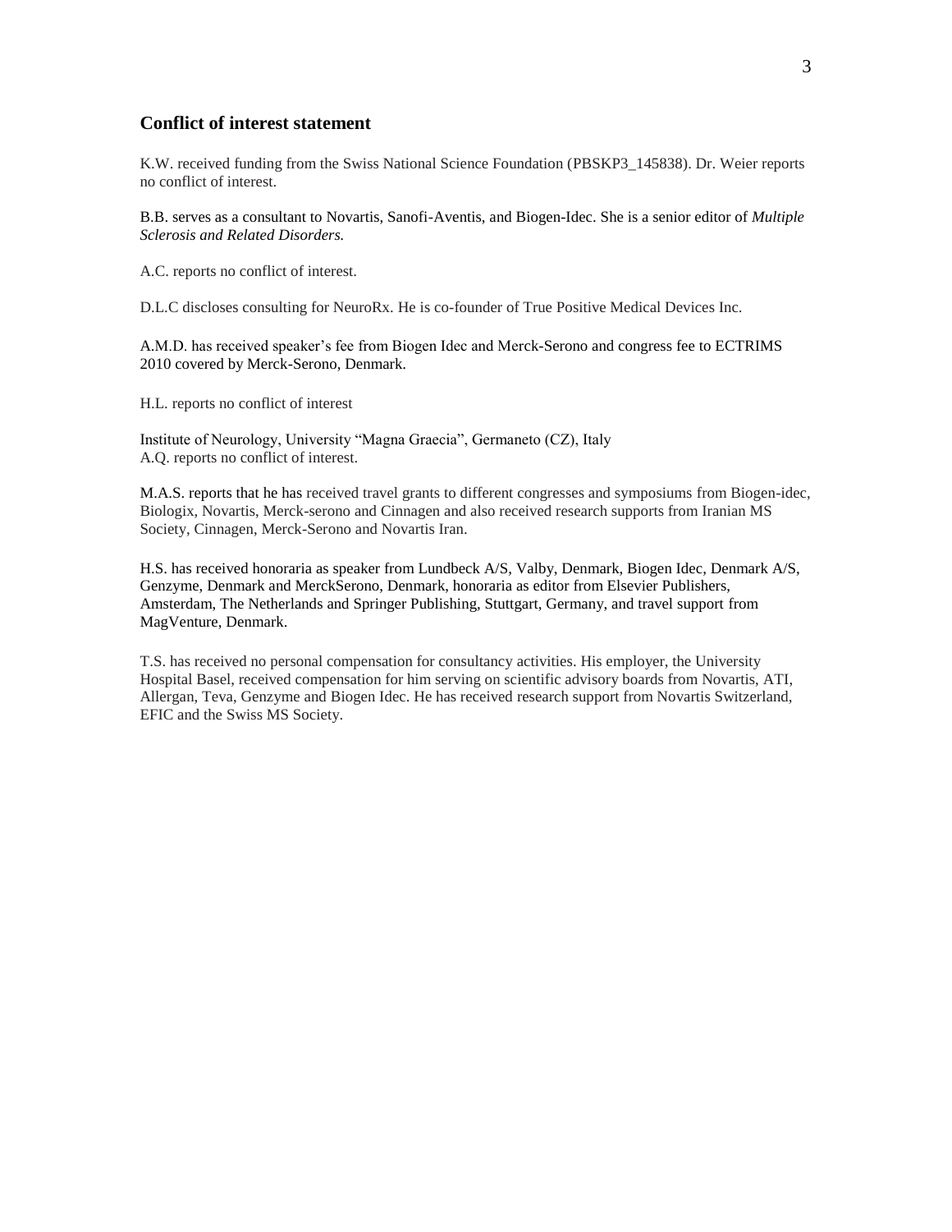## Conflict of interest statement

K.W. received funding from the Swiss National Science Foundation (PBSKP3_145838). Dr. Weier reports no conflict of interest.

B.B. serves as a consultant to Novartis, Sanofi-Aventis, and Biogen-Idec. She is a senior editor of *Multiple Sclerosis and Related Disorders.*

A.C. reports no conflict of interest.

D.L.C discloses consulting for NeuroRx. He is co-founder of True Positive Medical Devices Inc.

A.M.D. has received speaker's fee from Biogen Idec and Merck-Serono and congress fee to ECTRIMS 2010 covered by Merck-Serono, Denmark.

H.L. reports no conflict of interest

Institute of Neurology, University "Magna Graecia", Germaneto (CZ), Italy
A.Q. reports no conflict of interest.

M.A.S. reports that he has received travel grants to different congresses and symposiums from Biogen-idec, Biologix, Novartis, Merck-serono and Cinnagen and also received research supports from Iranian MS Society, Cinnagen, Merck-Serono and Novartis Iran.

H.S. has received honoraria as speaker from Lundbeck A/S, Valby, Denmark, Biogen Idec, Denmark A/S, Genzyme, Denmark and MerckSerono, Denmark, honoraria as editor from Elsevier Publishers, Amsterdam, The Netherlands and Springer Publishing, Stuttgart, Germany, and travel support from MagVenture, Denmark.

T.S. has received no personal compensation for consultancy activities. His employer, the University Hospital Basel, received compensation for him serving on scientific advisory boards from Novartis, ATI, Allergan, Teva, Genzyme and Biogen Idec. He has received research support from Novartis Switzerland, EFIC and the Swiss MS Society.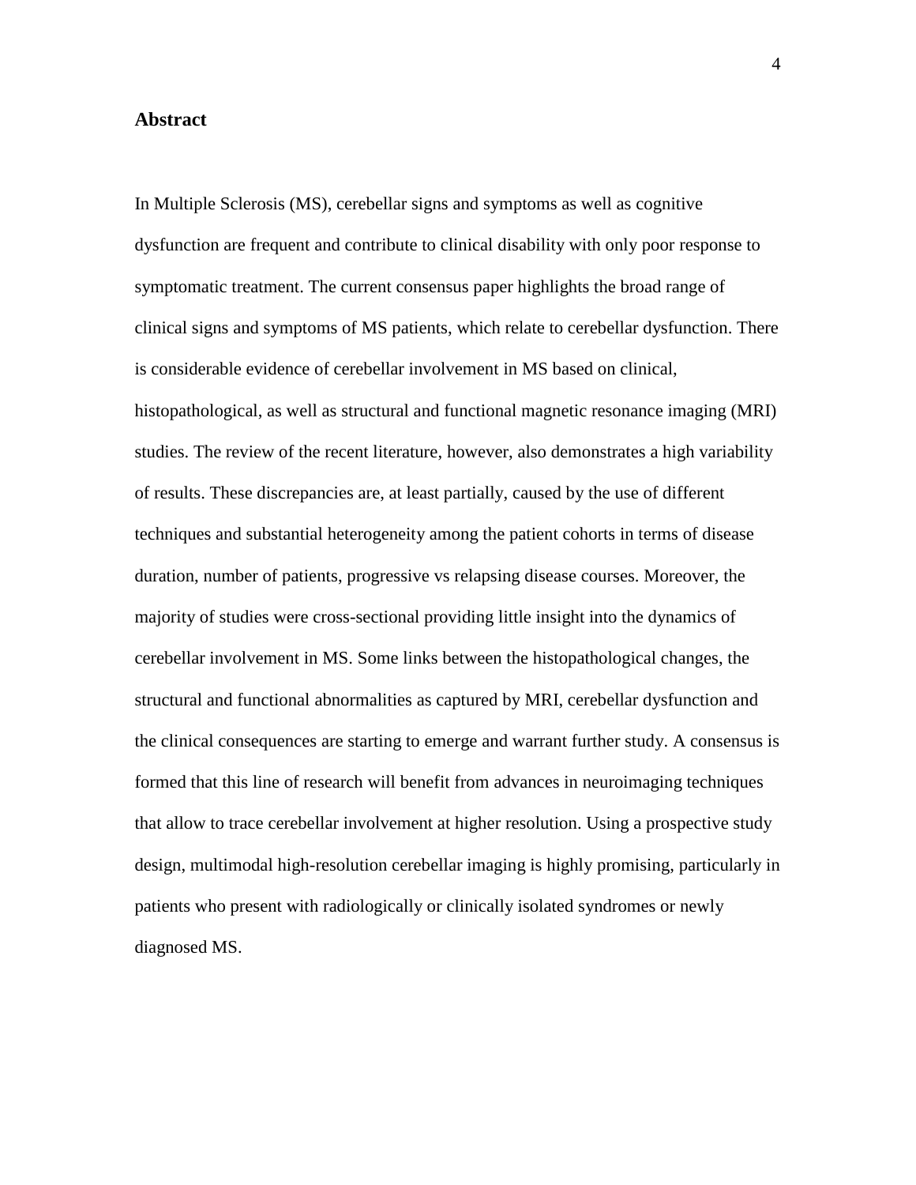## Abstract

In Multiple Sclerosis (MS), cerebellar signs and symptoms as well as cognitive dysfunction are frequent and contribute to clinical disability with only poor response to symptomatic treatment. The current consensus paper highlights the broad range of clinical signs and symptoms of MS patients, which relate to cerebellar dysfunction. There is considerable evidence of cerebellar involvement in MS based on clinical, histopathological, as well as structural and functional magnetic resonance imaging (MRI) studies. The review of the recent literature, however, also demonstrates a high variability of results. These discrepancies are, at least partially, caused by the use of different techniques and substantial heterogeneity among the patient cohorts in terms of disease duration, number of patients, progressive vs relapsing disease courses. Moreover, the majority of studies were cross-sectional providing little insight into the dynamics of cerebellar involvement in MS. Some links between the histopathological changes, the structural and functional abnormalities as captured by MRI, cerebellar dysfunction and the clinical consequences are starting to emerge and warrant further study. A consensus is formed that this line of research will benefit from advances in neuroimaging techniques that allow to trace cerebellar involvement at higher resolution. Using a prospective study design, multimodal high-resolution cerebellar imaging is highly promising, particularly in patients who present with radiologically or clinically isolated syndromes or newly diagnosed MS.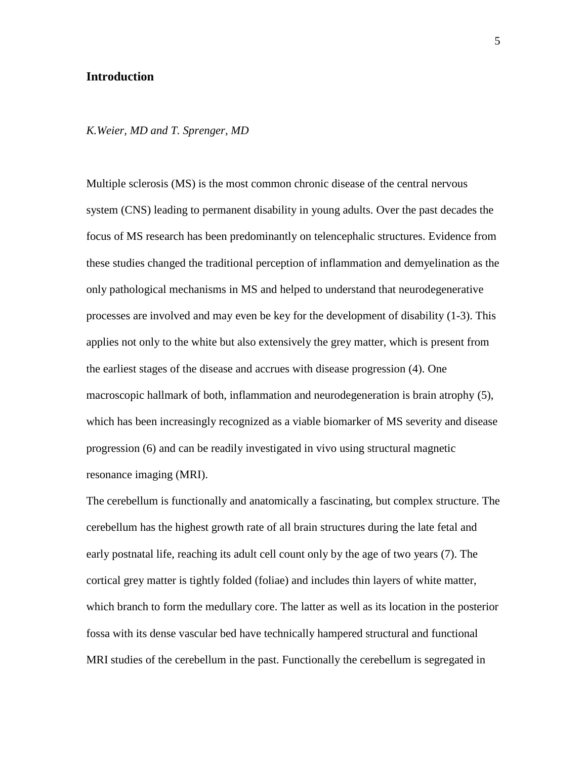## Introduction

*K.Weier, MD and T. Sprenger, MD*

Multiple sclerosis (MS) is the most common chronic disease of the central nervous system (CNS) leading to permanent disability in young adults. Over the past decades the focus of MS research has been predominantly on telencephalic structures. Evidence from these studies changed the traditional perception of inflammation and demyelination as the only pathological mechanisms in MS and helped to understand that neurodegenerative processes are involved and may even be key for the development of disability (1-3). This applies not only to the white but also extensively the grey matter, which is present from the earliest stages of the disease and accrues with disease progression (4). One macroscopic hallmark of both, inflammation and neurodegeneration is brain atrophy (5), which has been increasingly recognized as a viable biomarker of MS severity and disease progression (6) and can be readily investigated in vivo using structural magnetic resonance imaging (MRI).

The cerebellum is functionally and anatomically a fascinating, but complex structure. The cerebellum has the highest growth rate of all brain structures during the late fetal and early postnatal life, reaching its adult cell count only by the age of two years (7). The cortical grey matter is tightly folded (foliae) and includes thin layers of white matter, which branch to form the medullary core. The latter as well as its location in the posterior fossa with its dense vascular bed have technically hampered structural and functional MRI studies of the cerebellum in the past. Functionally the cerebellum is segregated in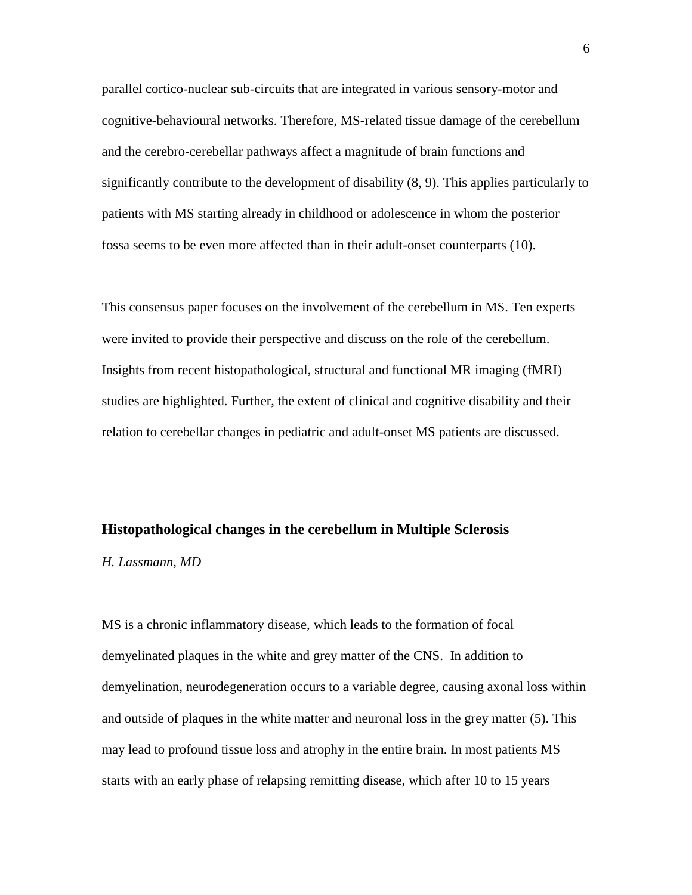parallel cortico-nuclear sub-circuits that are integrated in various sensory-motor and cognitive-behavioural networks. Therefore, MS-related tissue damage of the cerebellum and the cerebro-cerebellar pathways affect a magnitude of brain functions and significantly contribute to the development of disability (8, 9). This applies particularly to patients with MS starting already in childhood or adolescence in whom the posterior fossa seems to be even more affected than in their adult-onset counterparts (10).

This consensus paper focuses on the involvement of the cerebellum in MS. Ten experts were invited to provide their perspective and discuss on the role of the cerebellum. Insights from recent histopathological, structural and functional MR imaging (fMRI) studies are highlighted. Further, the extent of clinical and cognitive disability and their relation to cerebellar changes in pediatric and adult-onset MS patients are discussed.

## Histopathological changes in the cerebellum in Multiple Sclerosis

*H. Lassmann, MD*

MS is a chronic inflammatory disease, which leads to the formation of focal demyelinated plaques in the white and grey matter of the CNS. In addition to demyelination, neurodegeneration occurs to a variable degree, causing axonal loss within and outside of plaques in the white matter and neuronal loss in the grey matter (5). This may lead to profound tissue loss and atrophy in the entire brain. In most patients MS starts with an early phase of relapsing remitting disease, which after 10 to 15 years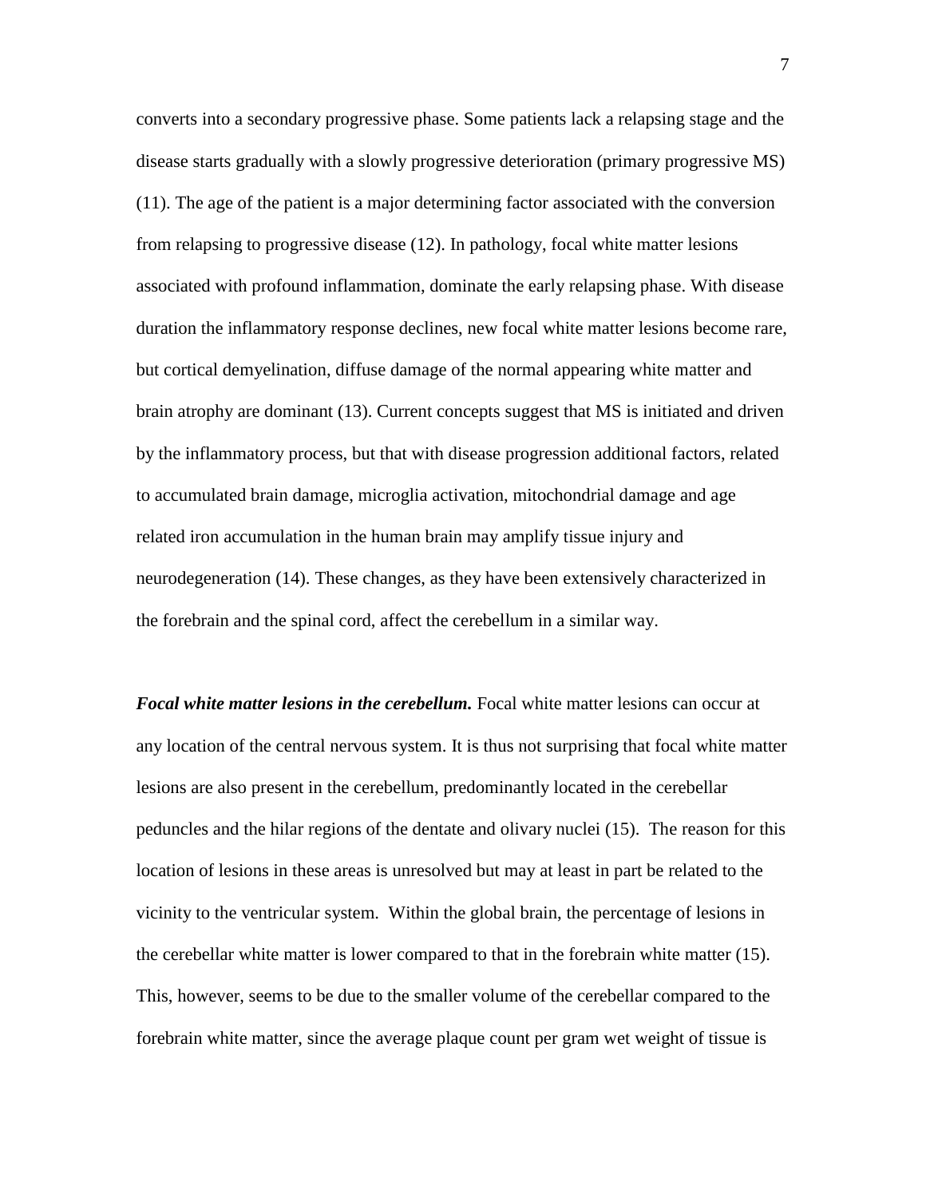converts into a secondary progressive phase. Some patients lack a relapsing stage and the disease starts gradually with a slowly progressive deterioration (primary progressive MS) (11). The age of the patient is a major determining factor associated with the conversion from relapsing to progressive disease (12). In pathology, focal white matter lesions associated with profound inflammation, dominate the early relapsing phase. With disease duration the inflammatory response declines, new focal white matter lesions become rare, but cortical demyelination, diffuse damage of the normal appearing white matter and brain atrophy are dominant (13). Current concepts suggest that MS is initiated and driven by the inflammatory process, but that with disease progression additional factors, related to accumulated brain damage, microglia activation, mitochondrial damage and age related iron accumulation in the human brain may amplify tissue injury and neurodegeneration (14). These changes, as they have been extensively characterized in the forebrain and the spinal cord, affect the cerebellum in a similar way.

***Focal white matter lesions in the cerebellum.*** Focal white matter lesions can occur at any location of the central nervous system. It is thus not surprising that focal white matter lesions are also present in the cerebellum, predominantly located in the cerebellar peduncles and the hilar regions of the dentate and olivary nuclei (15). The reason for this location of lesions in these areas is unresolved but may at least in part be related to the vicinity to the ventricular system. Within the global brain, the percentage of lesions in the cerebellar white matter is lower compared to that in the forebrain white matter (15). This, however, seems to be due to the smaller volume of the cerebellar compared to the forebrain white matter, since the average plaque count per gram wet weight of tissue is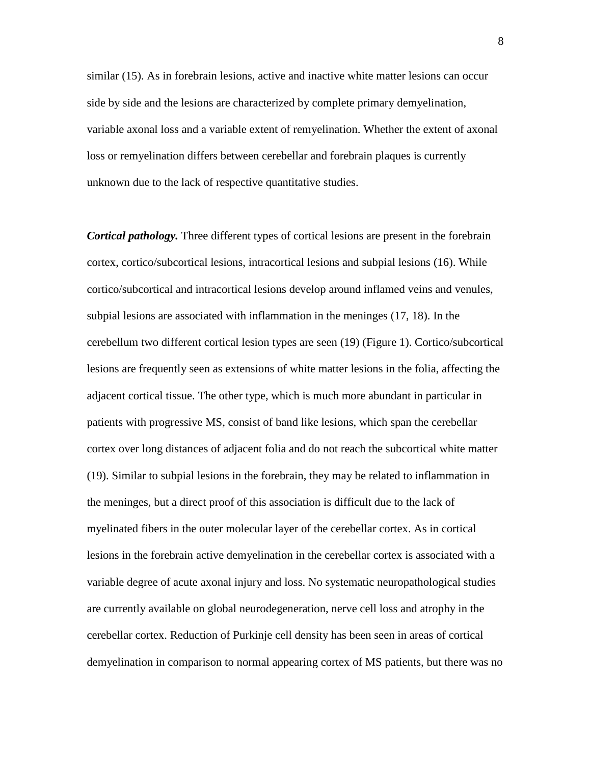similar (15). As in forebrain lesions, active and inactive white matter lesions can occur side by side and the lesions are characterized by complete primary demyelination, variable axonal loss and a variable extent of remyelination. Whether the extent of axonal loss or remyelination differs between cerebellar and forebrain plaques is currently unknown due to the lack of respective quantitative studies.

***Cortical pathology.*** Three different types of cortical lesions are present in the forebrain cortex, cortico/subcortical lesions, intracortical lesions and subpial lesions (16). While cortico/subcortical and intracortical lesions develop around inflamed veins and venules, subpial lesions are associated with inflammation in the meninges (17, 18). In the cerebellum two different cortical lesion types are seen (19) (Figure 1). Cortico/subcortical lesions are frequently seen as extensions of white matter lesions in the folia, affecting the adjacent cortical tissue. The other type, which is much more abundant in particular in patients with progressive MS, consist of band like lesions, which span the cerebellar cortex over long distances of adjacent folia and do not reach the subcortical white matter (19). Similar to subpial lesions in the forebrain, they may be related to inflammation in the meninges, but a direct proof of this association is difficult due to the lack of myelinated fibers in the outer molecular layer of the cerebellar cortex. As in cortical lesions in the forebrain active demyelination in the cerebellar cortex is associated with a variable degree of acute axonal injury and loss. No systematic neuropathological studies are currently available on global neurodegeneration, nerve cell loss and atrophy in the cerebellar cortex. Reduction of Purkinje cell density has been seen in areas of cortical demyelination in comparison to normal appearing cortex of MS patients, but there was no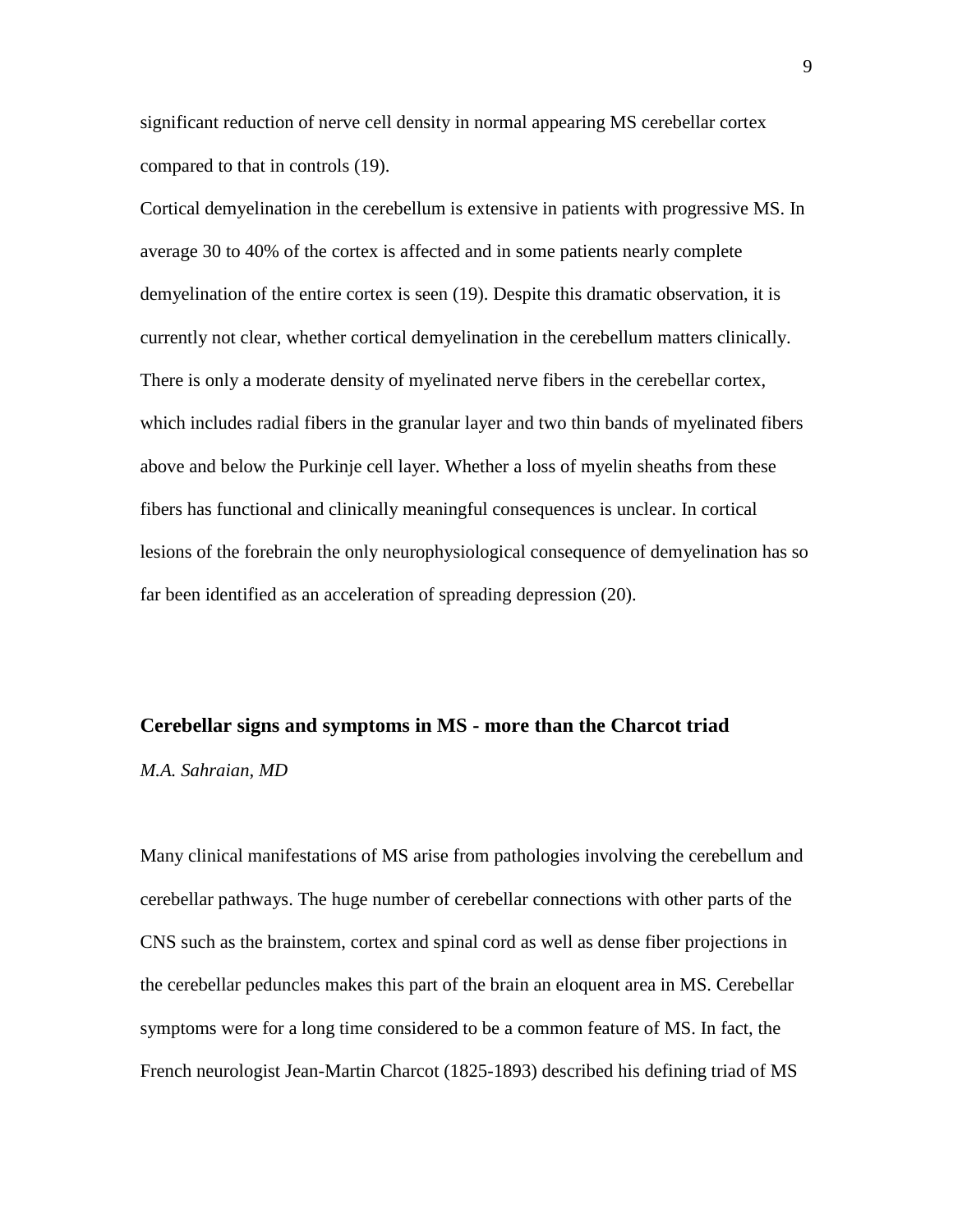significant reduction of nerve cell density in normal appearing MS cerebellar cortex compared to that in controls (19).

Cortical demyelination in the cerebellum is extensive in patients with progressive MS. In average 30 to 40% of the cortex is affected and in some patients nearly complete demyelination of the entire cortex is seen (19). Despite this dramatic observation, it is currently not clear, whether cortical demyelination in the cerebellum matters clinically. There is only a moderate density of myelinated nerve fibers in the cerebellar cortex, which includes radial fibers in the granular layer and two thin bands of myelinated fibers above and below the Purkinje cell layer. Whether a loss of myelin sheaths from these fibers has functional and clinically meaningful consequences is unclear. In cortical lesions of the forebrain the only neurophysiological consequence of demyelination has so far been identified as an acceleration of spreading depression (20).

## Cerebellar signs and symptoms in MS - more than the Charcot triad

*M.A. Sahraian, MD*

Many clinical manifestations of MS arise from pathologies involving the cerebellum and cerebellar pathways. The huge number of cerebellar connections with other parts of the CNS such as the brainstem, cortex and spinal cord as well as dense fiber projections in the cerebellar peduncles makes this part of the brain an eloquent area in MS. Cerebellar symptoms were for a long time considered to be a common feature of MS. In fact, the French neurologist Jean-Martin Charcot (1825-1893) described his defining triad of MS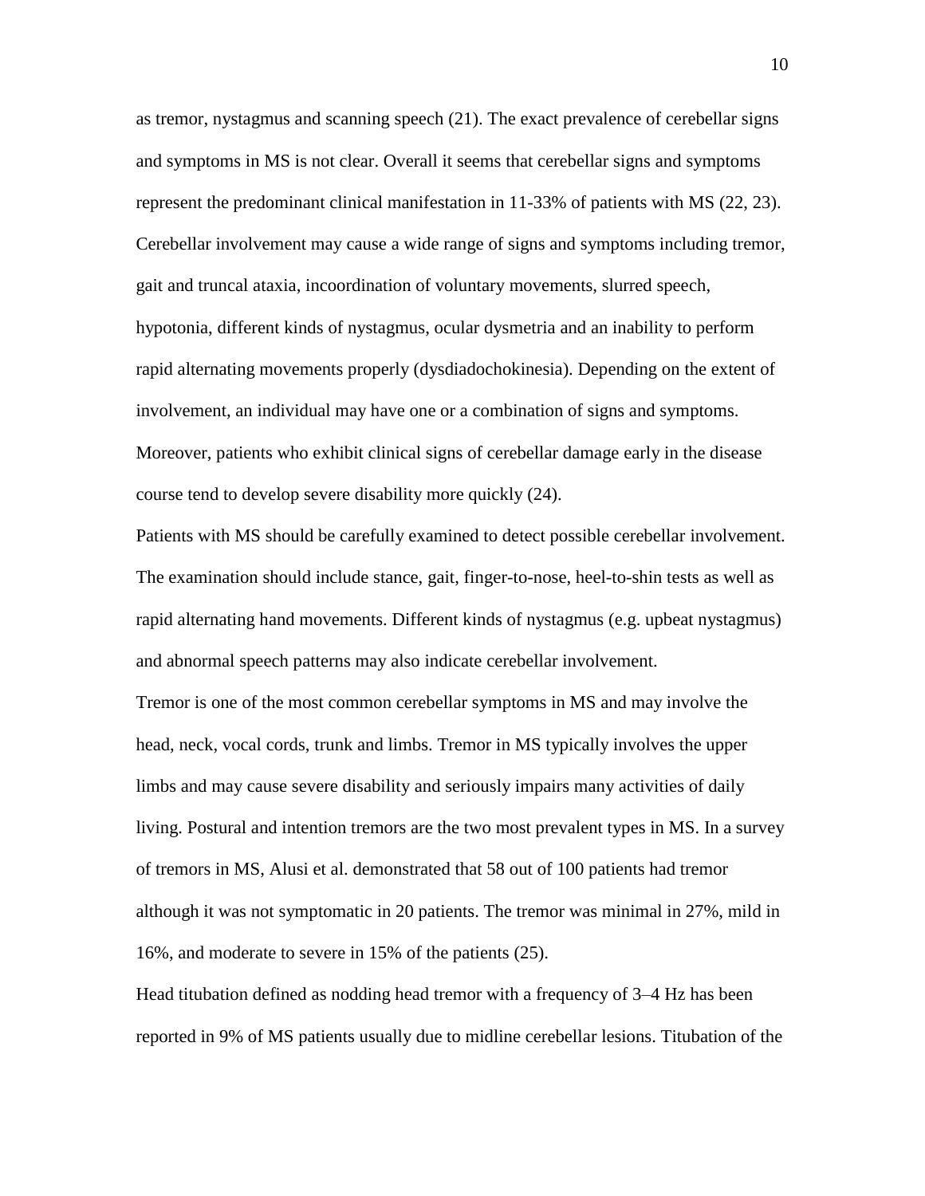as tremor, nystagmus and scanning speech (21). The exact prevalence of cerebellar signs and symptoms in MS is not clear. Overall it seems that cerebellar signs and symptoms represent the predominant clinical manifestation in 11-33% of patients with MS (22, 23). Cerebellar involvement may cause a wide range of signs and symptoms including tremor, gait and truncal ataxia, incoordination of voluntary movements, slurred speech, hypotonia, different kinds of nystagmus, ocular dysmetria and an inability to perform rapid alternating movements properly (dysdiadochokinesia). Depending on the extent of involvement, an individual may have one or a combination of signs and symptoms. Moreover, patients who exhibit clinical signs of cerebellar damage early in the disease course tend to develop severe disability more quickly (24).

Patients with MS should be carefully examined to detect possible cerebellar involvement. The examination should include stance, gait, finger-to-nose, heel-to-shin tests as well as rapid alternating hand movements. Different kinds of nystagmus (e.g. upbeat nystagmus) and abnormal speech patterns may also indicate cerebellar involvement.

Tremor is one of the most common cerebellar symptoms in MS and may involve the head, neck, vocal cords, trunk and limbs. Tremor in MS typically involves the upper limbs and may cause severe disability and seriously impairs many activities of daily living. Postural and intention tremors are the two most prevalent types in MS. In a survey of tremors in MS, Alusi et al. demonstrated that 58 out of 100 patients had tremor although it was not symptomatic in 20 patients. The tremor was minimal in 27%, mild in 16%, and moderate to severe in 15% of the patients (25).

Head titubation defined as nodding head tremor with a frequency of 3–4 Hz has been reported in 9% of MS patients usually due to midline cerebellar lesions. Titubation of the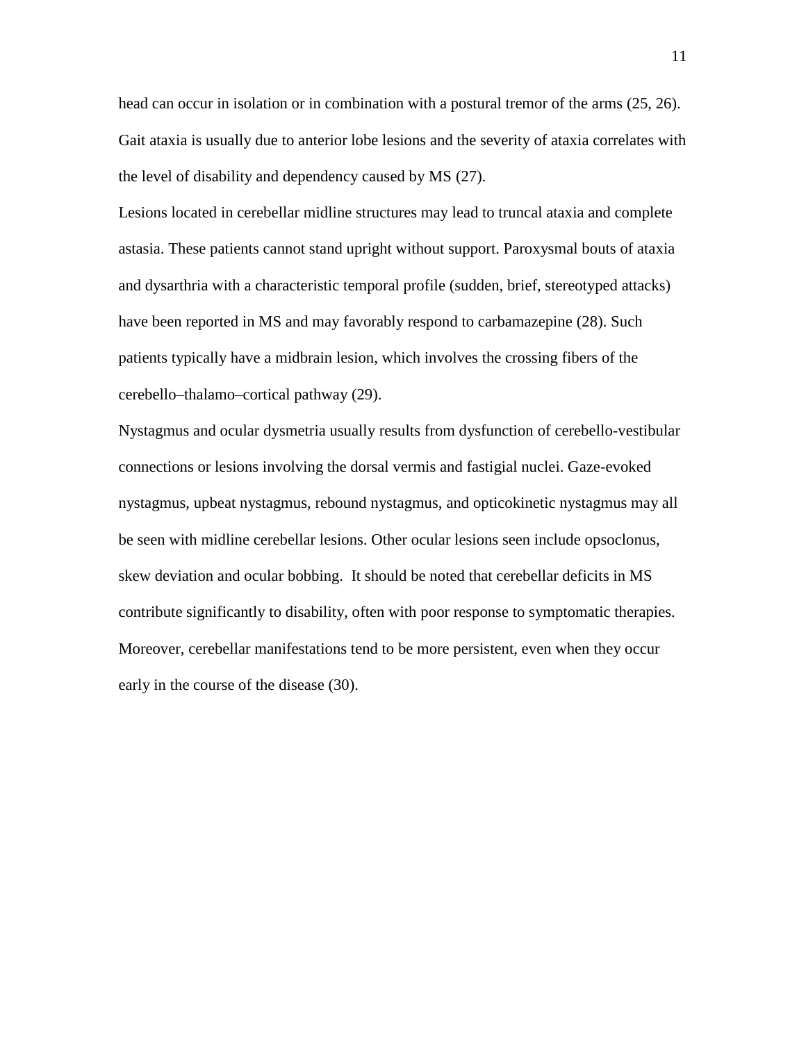head can occur in isolation or in combination with a postural tremor of the arms (25, 26). Gait ataxia is usually due to anterior lobe lesions and the severity of ataxia correlates with the level of disability and dependency caused by MS (27).

Lesions located in cerebellar midline structures may lead to truncal ataxia and complete astasia. These patients cannot stand upright without support. Paroxysmal bouts of ataxia and dysarthria with a characteristic temporal profile (sudden, brief, stereotyped attacks) have been reported in MS and may favorably respond to carbamazepine (28). Such patients typically have a midbrain lesion, which involves the crossing fibers of the cerebello–thalamo–cortical pathway (29).

Nystagmus and ocular dysmetria usually results from dysfunction of cerebello-vestibular connections or lesions involving the dorsal vermis and fastigial nuclei. Gaze-evoked nystagmus, upbeat nystagmus, rebound nystagmus, and opticokinetic nystagmus may all be seen with midline cerebellar lesions. Other ocular lesions seen include opsoclonus, skew deviation and ocular bobbing. It should be noted that cerebellar deficits in MS contribute significantly to disability, often with poor response to symptomatic therapies. Moreover, cerebellar manifestations tend to be more persistent, even when they occur early in the course of the disease (30).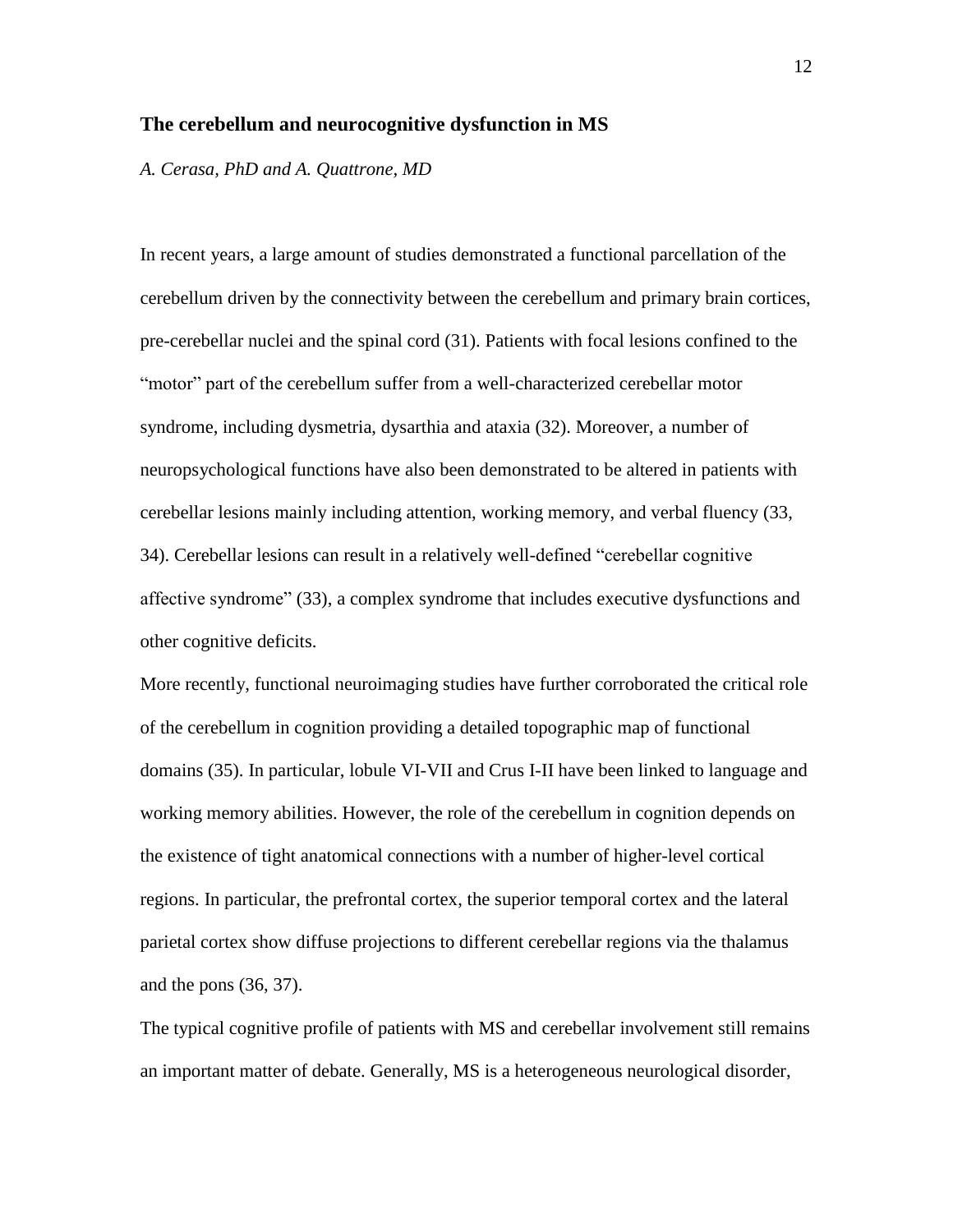### The cerebellum and neurocognitive dysfunction in MS

*A. Cerasa, PhD and A. Quattrone, MD*

In recent years, a large amount of studies demonstrated a functional parcellation of the cerebellum driven by the connectivity between the cerebellum and primary brain cortices, pre-cerebellar nuclei and the spinal cord (31). Patients with focal lesions confined to the "motor" part of the cerebellum suffer from a well-characterized cerebellar motor syndrome, including dysmetria, dysarthia and ataxia (32). Moreover, a number of neuropsychological functions have also been demonstrated to be altered in patients with cerebellar lesions mainly including attention, working memory, and verbal fluency (33, 34). Cerebellar lesions can result in a relatively well-defined "cerebellar cognitive affective syndrome" (33), a complex syndrome that includes executive dysfunctions and other cognitive deficits.

More recently, functional neuroimaging studies have further corroborated the critical role of the cerebellum in cognition providing a detailed topographic map of functional domains (35). In particular, lobule VI-VII and Crus I-II have been linked to language and working memory abilities. However, the role of the cerebellum in cognition depends on the existence of tight anatomical connections with a number of higher-level cortical regions. In particular, the prefrontal cortex, the superior temporal cortex and the lateral parietal cortex show diffuse projections to different cerebellar regions via the thalamus and the pons (36, 37).

The typical cognitive profile of patients with MS and cerebellar involvement still remains an important matter of debate. Generally, MS is a heterogeneous neurological disorder,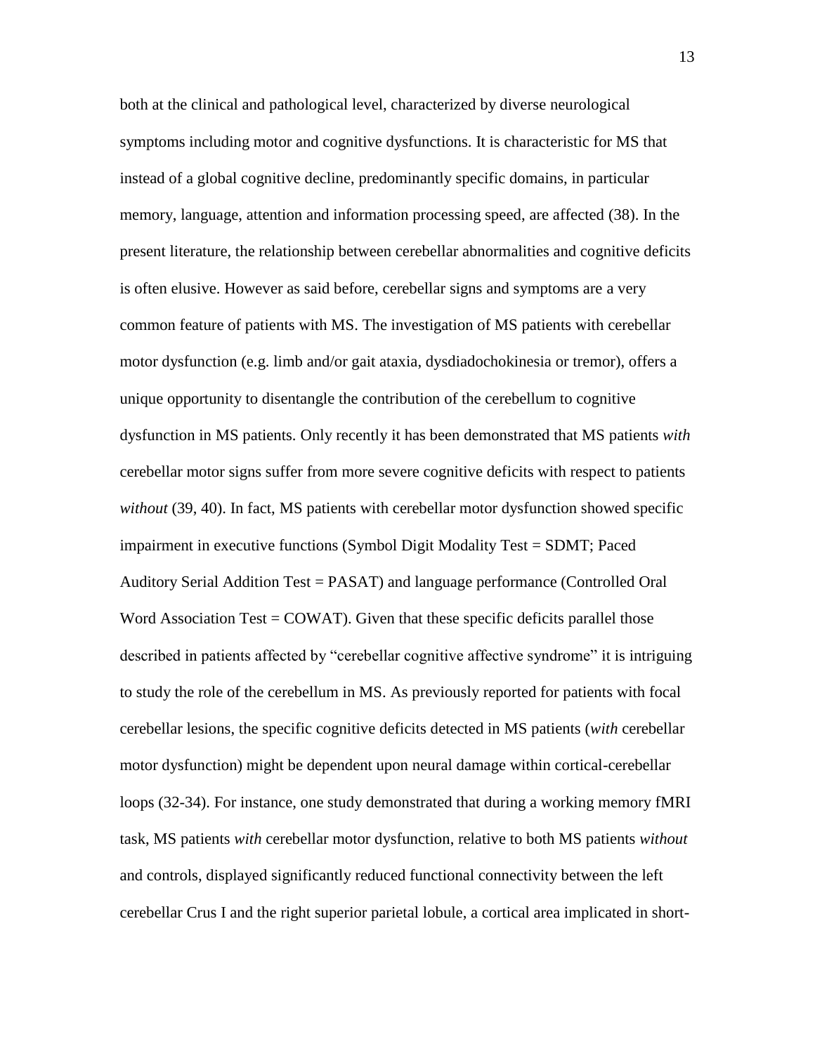both at the clinical and pathological level, characterized by diverse neurological symptoms including motor and cognitive dysfunctions. It is characteristic for MS that instead of a global cognitive decline, predominantly specific domains, in particular memory, language, attention and information processing speed, are affected (38). In the present literature, the relationship between cerebellar abnormalities and cognitive deficits is often elusive. However as said before, cerebellar signs and symptoms are a very common feature of patients with MS. The investigation of MS patients with cerebellar motor dysfunction (e.g. limb and/or gait ataxia, dysdiadochokinesia or tremor), offers a unique opportunity to disentangle the contribution of the cerebellum to cognitive dysfunction in MS patients. Only recently it has been demonstrated that MS patients *with* cerebellar motor signs suffer from more severe cognitive deficits with respect to patients *without* (39, 40). In fact, MS patients with cerebellar motor dysfunction showed specific impairment in executive functions (Symbol Digit Modality Test = SDMT; Paced Auditory Serial Addition Test = PASAT) and language performance (Controlled Oral Word Association Test = COWAT). Given that these specific deficits parallel those described in patients affected by "cerebellar cognitive affective syndrome" it is intriguing to study the role of the cerebellum in MS. As previously reported for patients with focal cerebellar lesions, the specific cognitive deficits detected in MS patients (*with* cerebellar motor dysfunction) might be dependent upon neural damage within cortical-cerebellar loops (32-34). For instance, one study demonstrated that during a working memory fMRI task, MS patients *with* cerebellar motor dysfunction, relative to both MS patients *without* and controls, displayed significantly reduced functional connectivity between the left cerebellar Crus I and the right superior parietal lobule, a cortical area implicated in short-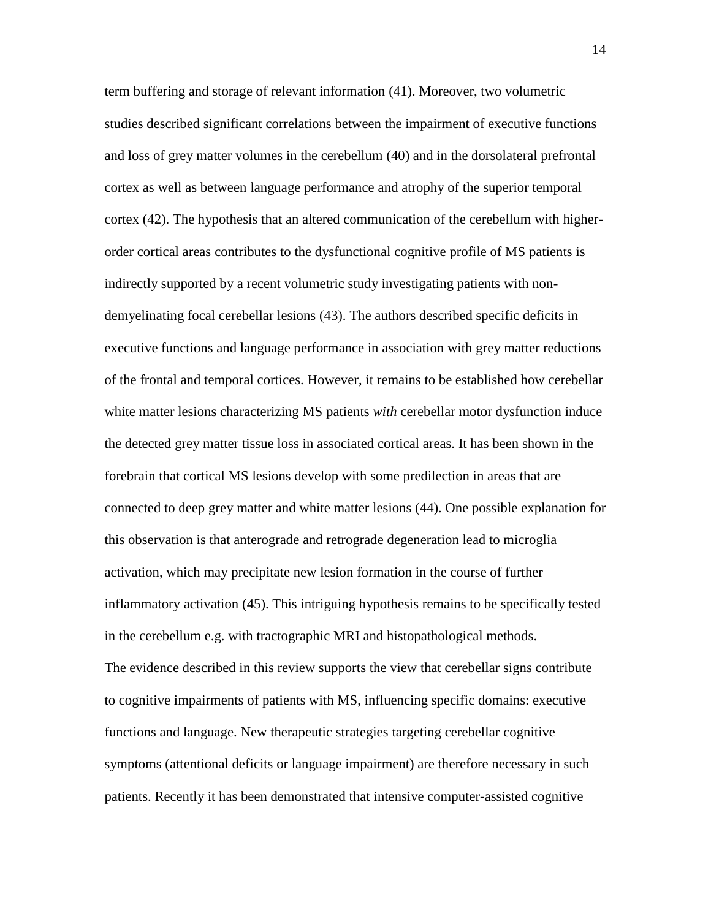term buffering and storage of relevant information (41). Moreover, two volumetric studies described significant correlations between the impairment of executive functions and loss of grey matter volumes in the cerebellum (40) and in the dorsolateral prefrontal cortex as well as between language performance and atrophy of the superior temporal cortex (42). The hypothesis that an altered communication of the cerebellum with higher-order cortical areas contributes to the dysfunctional cognitive profile of MS patients is indirectly supported by a recent volumetric study investigating patients with non-demyelinating focal cerebellar lesions (43). The authors described specific deficits in executive functions and language performance in association with grey matter reductions of the frontal and temporal cortices. However, it remains to be established how cerebellar white matter lesions characterizing MS patients *with* cerebellar motor dysfunction induce the detected grey matter tissue loss in associated cortical areas. It has been shown in the forebrain that cortical MS lesions develop with some predilection in areas that are connected to deep grey matter and white matter lesions (44). One possible explanation for this observation is that anterograde and retrograde degeneration lead to microglia activation, which may precipitate new lesion formation in the course of further inflammatory activation (45). This intriguing hypothesis remains to be specifically tested in the cerebellum e.g. with tractographic MRI and histopathological methods.

The evidence described in this review supports the view that cerebellar signs contribute to cognitive impairments of patients with MS, influencing specific domains: executive functions and language. New therapeutic strategies targeting cerebellar cognitive symptoms (attentional deficits or language impairment) are therefore necessary in such patients. Recently it has been demonstrated that intensive computer-assisted cognitive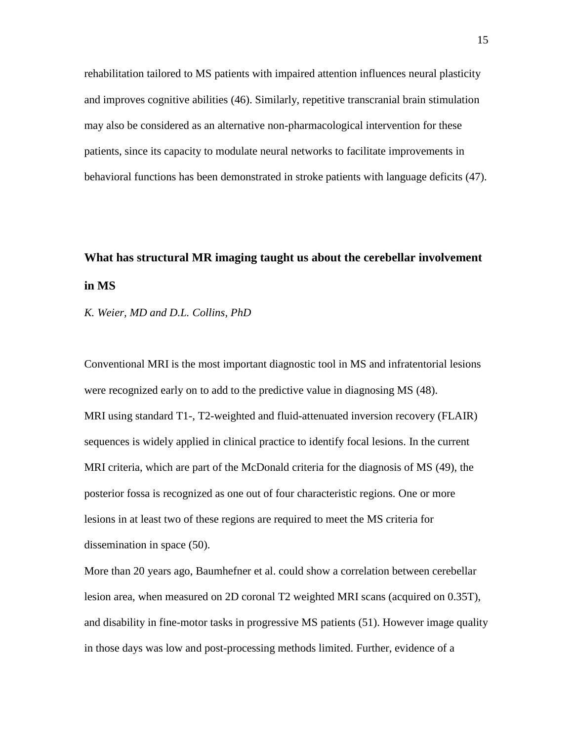rehabilitation tailored to MS patients with impaired attention influences neural plasticity and improves cognitive abilities (46). Similarly, repetitive transcranial brain stimulation may also be considered as an alternative non-pharmacological intervention for these patients, since its capacity to modulate neural networks to facilitate improvements in behavioral functions has been demonstrated in stroke patients with language deficits (47).

## What has structural MR imaging taught us about the cerebellar involvement in MS

*K. Weier, MD and D.L. Collins, PhD*

Conventional MRI is the most important diagnostic tool in MS and infratentorial lesions were recognized early on to add to the predictive value in diagnosing MS (48).
MRI using standard T1-, T2-weighted and fluid-attenuated inversion recovery (FLAIR) sequences is widely applied in clinical practice to identify focal lesions. In the current MRI criteria, which are part of the McDonald criteria for the diagnosis of MS (49), the posterior fossa is recognized as one out of four characteristic regions. One or more lesions in at least two of these regions are required to meet the MS criteria for dissemination in space (50).
More than 20 years ago, Baumhefner et al. could show a correlation between cerebellar lesion area, when measured on 2D coronal T2 weighted MRI scans (acquired on 0.35T), and disability in fine-motor tasks in progressive MS patients (51). However image quality in those days was low and post-processing methods limited. Further, evidence of a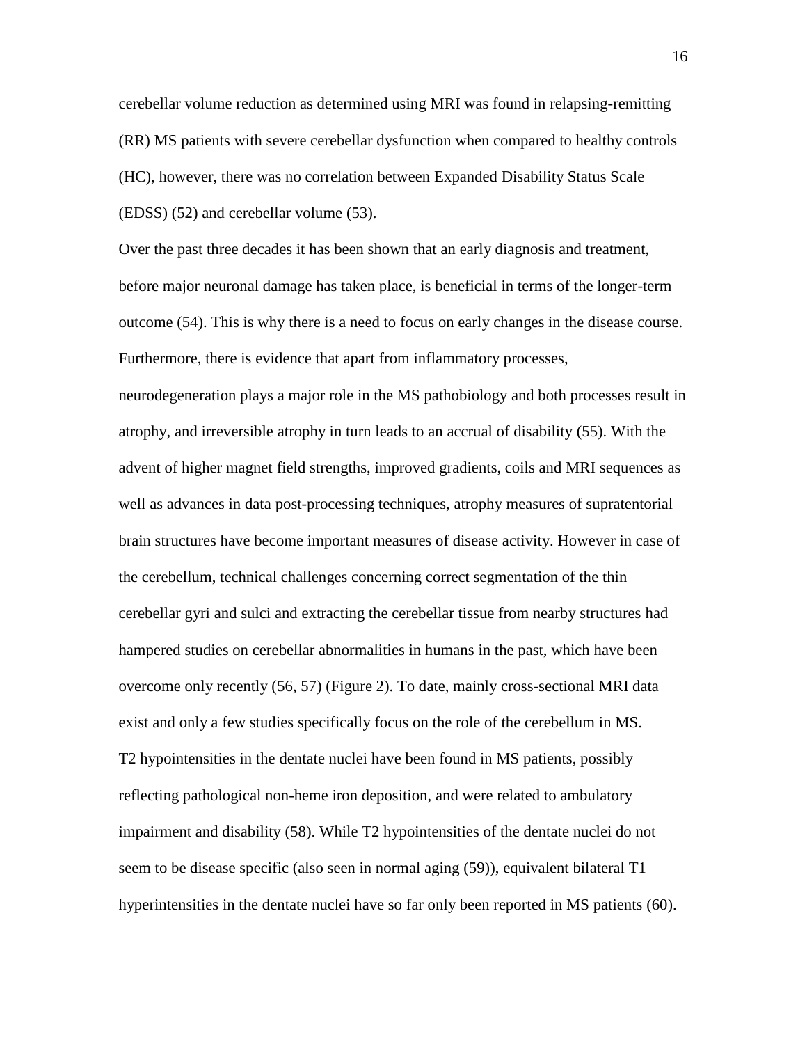cerebellar volume reduction as determined using MRI was found in relapsing-remitting (RR) MS patients with severe cerebellar dysfunction when compared to healthy controls (HC), however, there was no correlation between Expanded Disability Status Scale (EDSS) (52) and cerebellar volume (53).

Over the past three decades it has been shown that an early diagnosis and treatment, before major neuronal damage has taken place, is beneficial in terms of the longer-term outcome (54). This is why there is a need to focus on early changes in the disease course. Furthermore, there is evidence that apart from inflammatory processes, neurodegeneration plays a major role in the MS pathobiology and both processes result in atrophy, and irreversible atrophy in turn leads to an accrual of disability (55). With the advent of higher magnet field strengths, improved gradients, coils and MRI sequences as well as advances in data post-processing techniques, atrophy measures of supratentorial brain structures have become important measures of disease activity. However in case of the cerebellum, technical challenges concerning correct segmentation of the thin cerebellar gyri and sulci and extracting the cerebellar tissue from nearby structures had hampered studies on cerebellar abnormalities in humans in the past, which have been overcome only recently (56, 57) (Figure 2). To date, mainly cross-sectional MRI data exist and only a few studies specifically focus on the role of the cerebellum in MS.

T2 hypointensities in the dentate nuclei have been found in MS patients, possibly reflecting pathological non-heme iron deposition, and were related to ambulatory impairment and disability (58). While T2 hypointensities of the dentate nuclei do not seem to be disease specific (also seen in normal aging (59)), equivalent bilateral T1 hyperintensities in the dentate nuclei have so far only been reported in MS patients (60).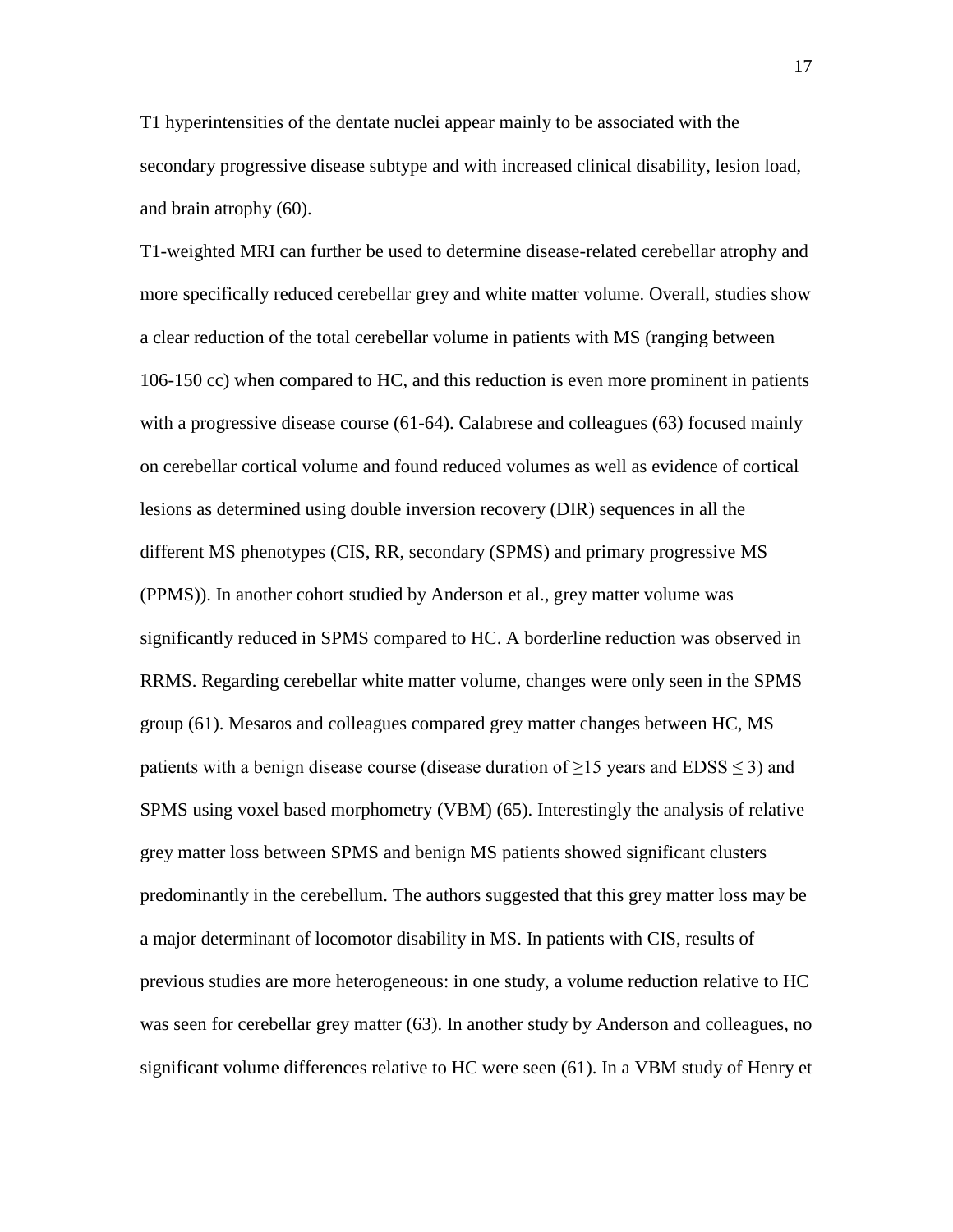T1 hyperintensities of the dentate nuclei appear mainly to be associated with the secondary progressive disease subtype and with increased clinical disability, lesion load, and brain atrophy (60).

T1-weighted MRI can further be used to determine disease-related cerebellar atrophy and more specifically reduced cerebellar grey and white matter volume. Overall, studies show a clear reduction of the total cerebellar volume in patients with MS (ranging between 106-150 cc) when compared to HC, and this reduction is even more prominent in patients with a progressive disease course (61-64). Calabrese and colleagues (63) focused mainly on cerebellar cortical volume and found reduced volumes as well as evidence of cortical lesions as determined using double inversion recovery (DIR) sequences in all the different MS phenotypes (CIS, RR, secondary (SPMS) and primary progressive MS (PPMS)). In another cohort studied by Anderson et al., grey matter volume was significantly reduced in SPMS compared to HC. A borderline reduction was observed in RRMS. Regarding cerebellar white matter volume, changes were only seen in the SPMS group (61). Mesaros and colleagues compared grey matter changes between HC, MS patients with a benign disease course (disease duration of $\geq$15 years and EDSS $\leq$ 3) and SPMS using voxel based morphometry (VBM) (65). Interestingly the analysis of relative grey matter loss between SPMS and benign MS patients showed significant clusters predominantly in the cerebellum. The authors suggested that this grey matter loss may be a major determinant of locomotor disability in MS. In patients with CIS, results of previous studies are more heterogeneous: in one study, a volume reduction relative to HC was seen for cerebellar grey matter (63). In another study by Anderson and colleagues, no significant volume differences relative to HC were seen (61). In a VBM study of Henry et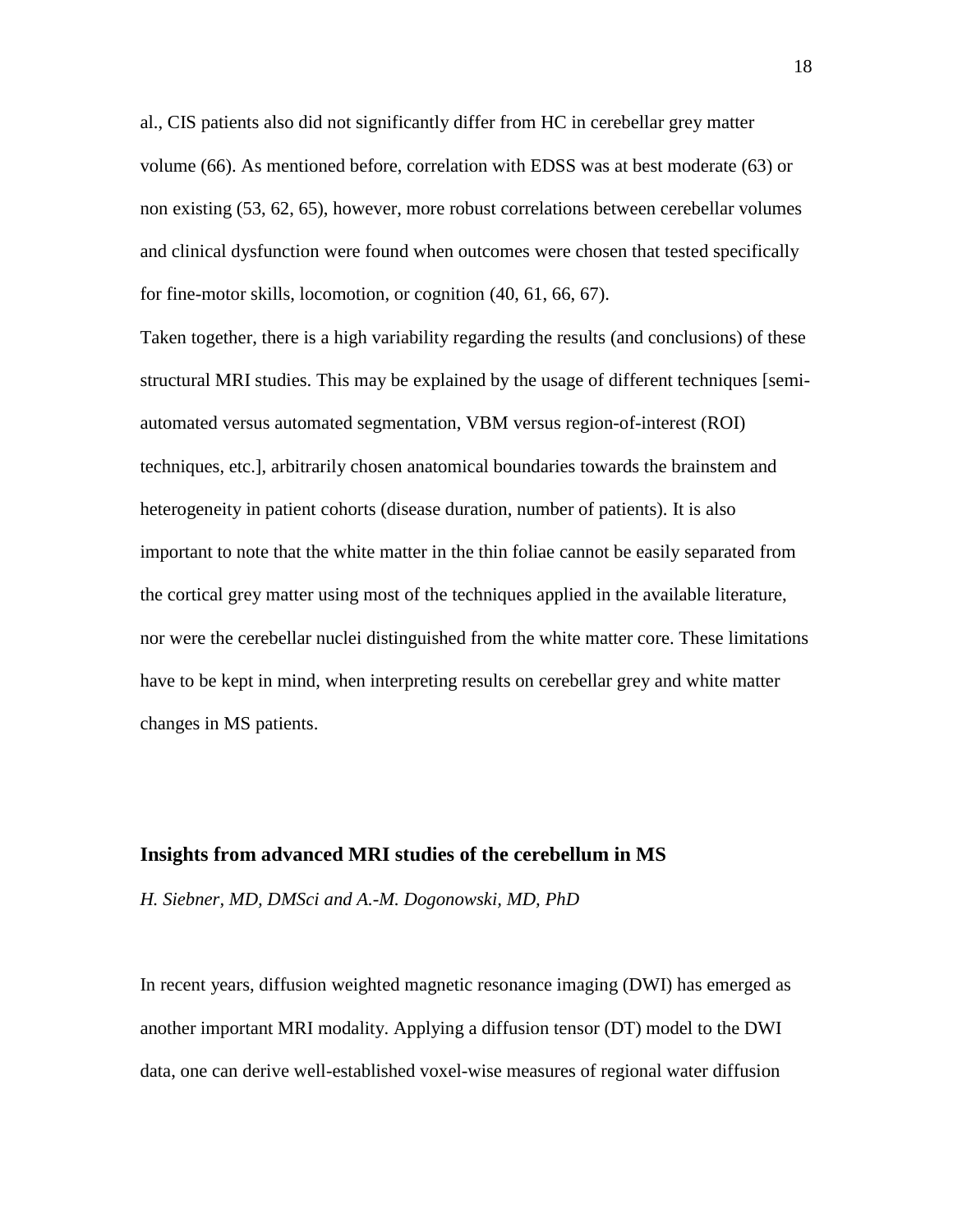al., CIS patients also did not significantly differ from HC in cerebellar grey matter volume (66). As mentioned before, correlation with EDSS was at best moderate (63) or non existing (53, 62, 65), however, more robust correlations between cerebellar volumes and clinical dysfunction were found when outcomes were chosen that tested specifically for fine-motor skills, locomotion, or cognition (40, 61, 66, 67).

Taken together, there is a high variability regarding the results (and conclusions) of these structural MRI studies. This may be explained by the usage of different techniques [semi-automated versus automated segmentation, VBM versus region-of-interest (ROI) techniques, etc.], arbitrarily chosen anatomical boundaries towards the brainstem and heterogeneity in patient cohorts (disease duration, number of patients). It is also important to note that the white matter in the thin foliae cannot be easily separated from the cortical grey matter using most of the techniques applied in the available literature, nor were the cerebellar nuclei distinguished from the white matter core. These limitations have to be kept in mind, when interpreting results on cerebellar grey and white matter changes in MS patients.

## Insights from advanced MRI studies of the cerebellum in MS

*H. Siebner, MD, DMSci and A.-M. Dogonowski, MD, PhD*

In recent years, diffusion weighted magnetic resonance imaging (DWI) has emerged as another important MRI modality. Applying a diffusion tensor (DT) model to the DWI data, one can derive well-established voxel-wise measures of regional water diffusion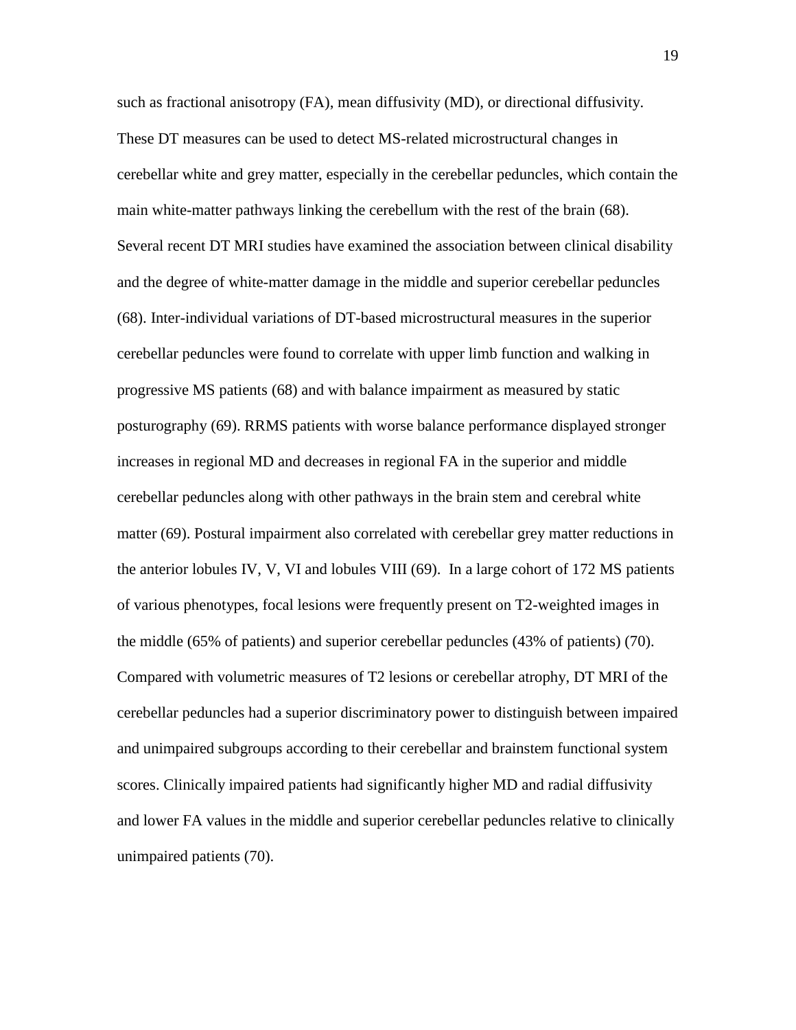such as fractional anisotropy (FA), mean diffusivity (MD), or directional diffusivity. These DT measures can be used to detect MS-related microstructural changes in cerebellar white and grey matter, especially in the cerebellar peduncles, which contain the main white-matter pathways linking the cerebellum with the rest of the brain (68). Several recent DT MRI studies have examined the association between clinical disability and the degree of white-matter damage in the middle and superior cerebellar peduncles (68). Inter-individual variations of DT-based microstructural measures in the superior cerebellar peduncles were found to correlate with upper limb function and walking in progressive MS patients (68) and with balance impairment as measured by static posturography (69). RRMS patients with worse balance performance displayed stronger increases in regional MD and decreases in regional FA in the superior and middle cerebellar peduncles along with other pathways in the brain stem and cerebral white matter (69). Postural impairment also correlated with cerebellar grey matter reductions in the anterior lobules IV, V, VI and lobules VIII (69). In a large cohort of 172 MS patients of various phenotypes, focal lesions were frequently present on T2-weighted images in the middle (65% of patients) and superior cerebellar peduncles (43% of patients) (70). Compared with volumetric measures of T2 lesions or cerebellar atrophy, DT MRI of the cerebellar peduncles had a superior discriminatory power to distinguish between impaired and unimpaired subgroups according to their cerebellar and brainstem functional system scores. Clinically impaired patients had significantly higher MD and radial diffusivity and lower FA values in the middle and superior cerebellar peduncles relative to clinically unimpaired patients (70).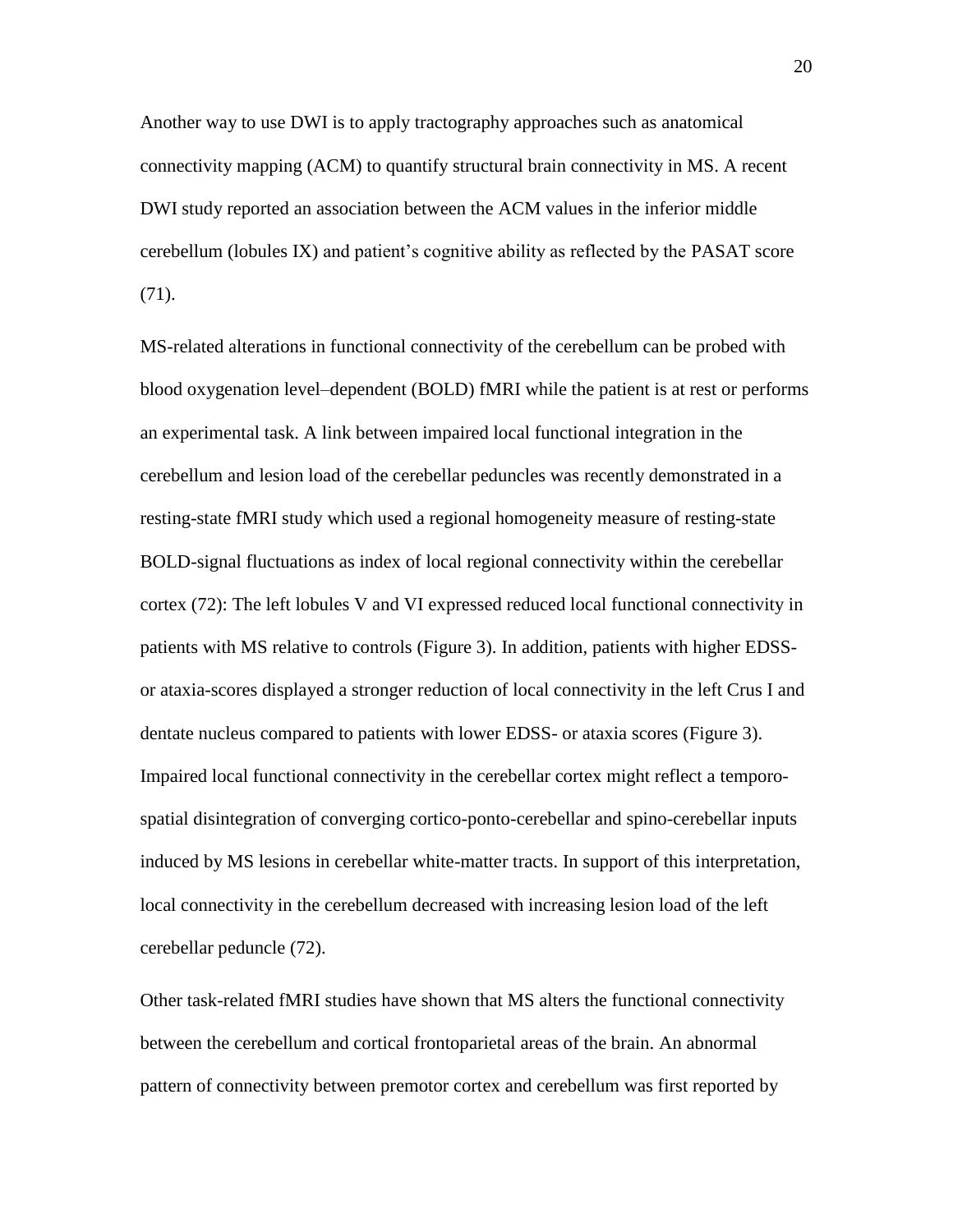Another way to use DWI is to apply tractography approaches such as anatomical connectivity mapping (ACM) to quantify structural brain connectivity in MS. A recent DWI study reported an association between the ACM values in the inferior middle cerebellum (lobules IX) and patient's cognitive ability as reflected by the PASAT score (71).

MS-related alterations in functional connectivity of the cerebellum can be probed with blood oxygenation level–dependent (BOLD) fMRI while the patient is at rest or performs an experimental task. A link between impaired local functional integration in the cerebellum and lesion load of the cerebellar peduncles was recently demonstrated in a resting-state fMRI study which used a regional homogeneity measure of resting-state BOLD-signal fluctuations as index of local regional connectivity within the cerebellar cortex (72): The left lobules V and VI expressed reduced local functional connectivity in patients with MS relative to controls (Figure 3). In addition, patients with higher EDSS- or ataxia-scores displayed a stronger reduction of local connectivity in the left Crus I and dentate nucleus compared to patients with lower EDSS- or ataxia scores (Figure 3). Impaired local functional connectivity in the cerebellar cortex might reflect a temporo-spatial disintegration of converging cortico-ponto-cerebellar and spino-cerebellar inputs induced by MS lesions in cerebellar white-matter tracts. In support of this interpretation, local connectivity in the cerebellum decreased with increasing lesion load of the left cerebellar peduncle (72).

Other task-related fMRI studies have shown that MS alters the functional connectivity between the cerebellum and cortical frontoparietal areas of the brain. An abnormal pattern of connectivity between premotor cortex and cerebellum was first reported by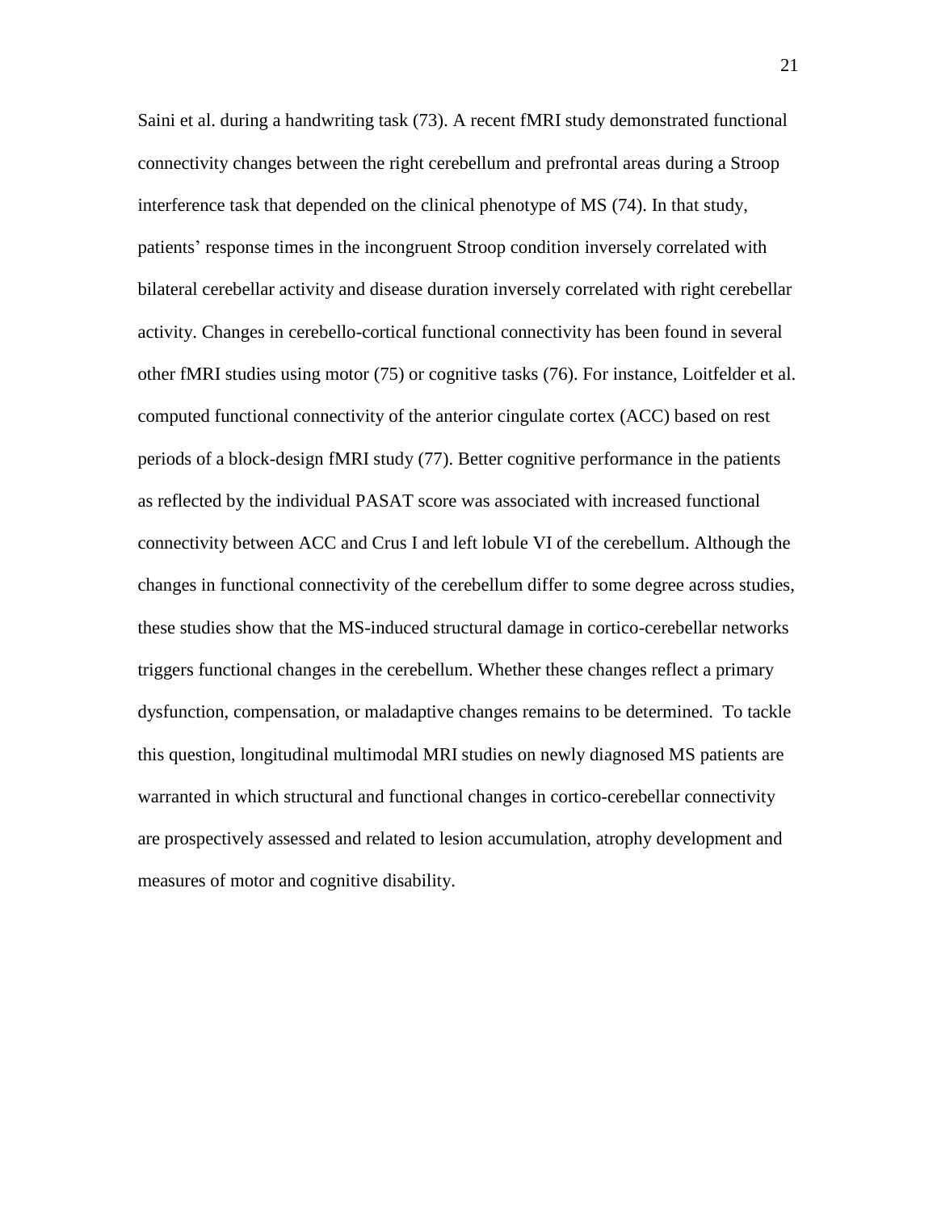Saini et al. during a handwriting task (73). A recent fMRI study demonstrated functional connectivity changes between the right cerebellum and prefrontal areas during a Stroop interference task that depended on the clinical phenotype of MS (74). In that study, patients' response times in the incongruent Stroop condition inversely correlated with bilateral cerebellar activity and disease duration inversely correlated with right cerebellar activity. Changes in cerebello-cortical functional connectivity has been found in several other fMRI studies using motor (75) or cognitive tasks (76). For instance, Loitfelder et al. computed functional connectivity of the anterior cingulate cortex (ACC) based on rest periods of a block-design fMRI study (77). Better cognitive performance in the patients as reflected by the individual PASAT score was associated with increased functional connectivity between ACC and Crus I and left lobule VI of the cerebellum. Although the changes in functional connectivity of the cerebellum differ to some degree across studies, these studies show that the MS-induced structural damage in cortico-cerebellar networks triggers functional changes in the cerebellum. Whether these changes reflect a primary dysfunction, compensation, or maladaptive changes remains to be determined. To tackle this question, longitudinal multimodal MRI studies on newly diagnosed MS patients are warranted in which structural and functional changes in cortico-cerebellar connectivity are prospectively assessed and related to lesion accumulation, atrophy development and measures of motor and cognitive disability.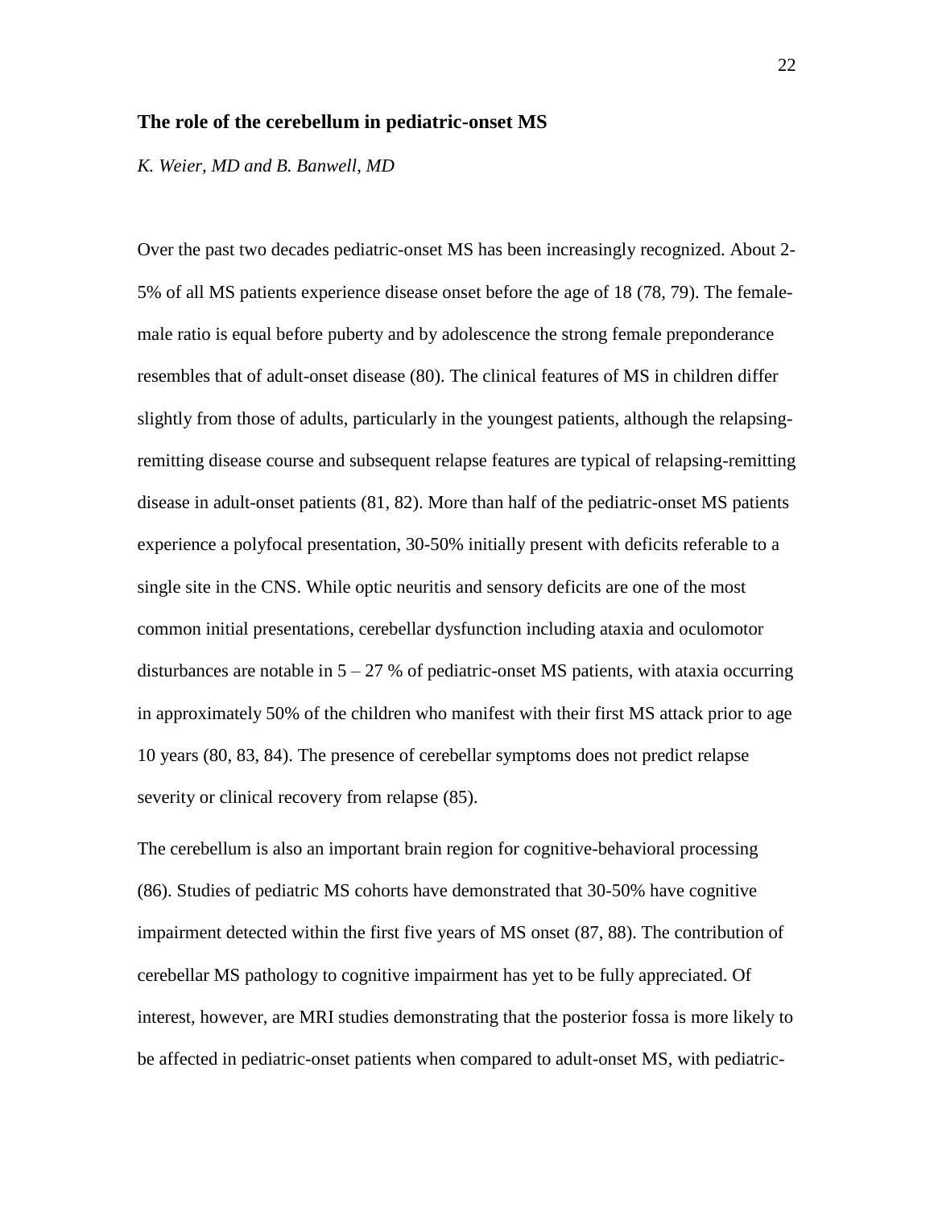### The role of the cerebellum in pediatric-onset MS

*K. Weier, MD and B. Banwell, MD*

Over the past two decades pediatric-onset MS has been increasingly recognized. About 2-5% of all MS patients experience disease onset before the age of 18 (78, 79). The female-male ratio is equal before puberty and by adolescence the strong female preponderance resembles that of adult-onset disease (80). The clinical features of MS in children differ slightly from those of adults, particularly in the youngest patients, although the relapsing-remitting disease course and subsequent relapse features are typical of relapsing-remitting disease in adult-onset patients (81, 82). More than half of the pediatric-onset MS patients experience a polyfocal presentation, 30-50% initially present with deficits referable to a single site in the CNS. While optic neuritis and sensory deficits are one of the most common initial presentations, cerebellar dysfunction including ataxia and oculomotor disturbances are notable in 5 – 27 % of pediatric-onset MS patients, with ataxia occurring in approximately 50% of the children who manifest with their first MS attack prior to age 10 years (80, 83, 84). The presence of cerebellar symptoms does not predict relapse severity or clinical recovery from relapse (85).

The cerebellum is also an important brain region for cognitive-behavioral processing (86). Studies of pediatric MS cohorts have demonstrated that 30-50% have cognitive impairment detected within the first five years of MS onset (87, 88). The contribution of cerebellar MS pathology to cognitive impairment has yet to be fully appreciated. Of interest, however, are MRI studies demonstrating that the posterior fossa is more likely to be affected in pediatric-onset patients when compared to adult-onset MS, with pediatric-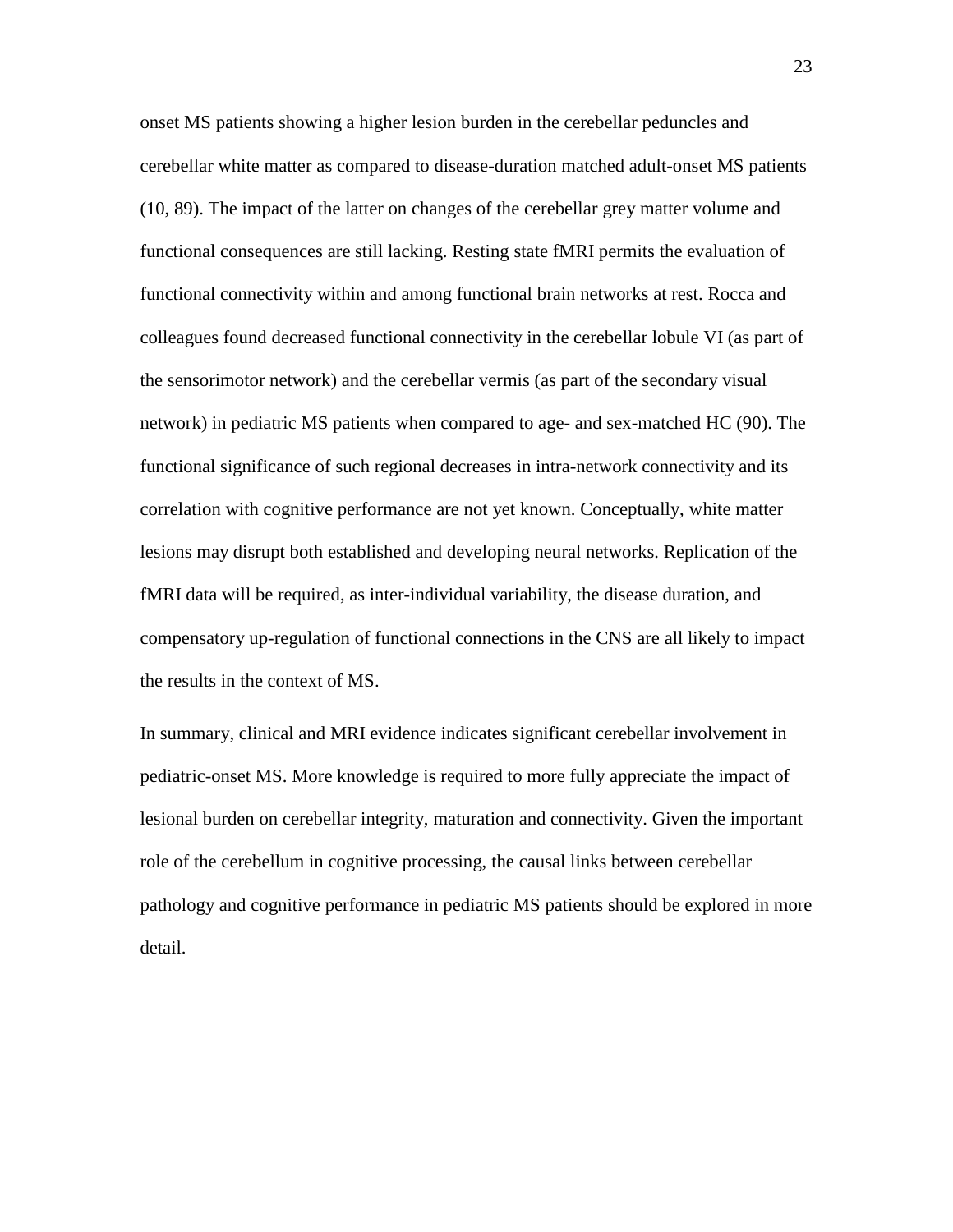onset MS patients showing a higher lesion burden in the cerebellar peduncles and cerebellar white matter as compared to disease-duration matched adult-onset MS patients (10, 89). The impact of the latter on changes of the cerebellar grey matter volume and functional consequences are still lacking. Resting state fMRI permits the evaluation of functional connectivity within and among functional brain networks at rest. Rocca and colleagues found decreased functional connectivity in the cerebellar lobule VI (as part of the sensorimotor network) and the cerebellar vermis (as part of the secondary visual network) in pediatric MS patients when compared to age- and sex-matched HC (90). The functional significance of such regional decreases in intra-network connectivity and its correlation with cognitive performance are not yet known. Conceptually, white matter lesions may disrupt both established and developing neural networks. Replication of the fMRI data will be required, as inter-individual variability, the disease duration, and compensatory up-regulation of functional connections in the CNS are all likely to impact the results in the context of MS.

In summary, clinical and MRI evidence indicates significant cerebellar involvement in pediatric-onset MS. More knowledge is required to more fully appreciate the impact of lesional burden on cerebellar integrity, maturation and connectivity. Given the important role of the cerebellum in cognitive processing, the causal links between cerebellar pathology and cognitive performance in pediatric MS patients should be explored in more detail.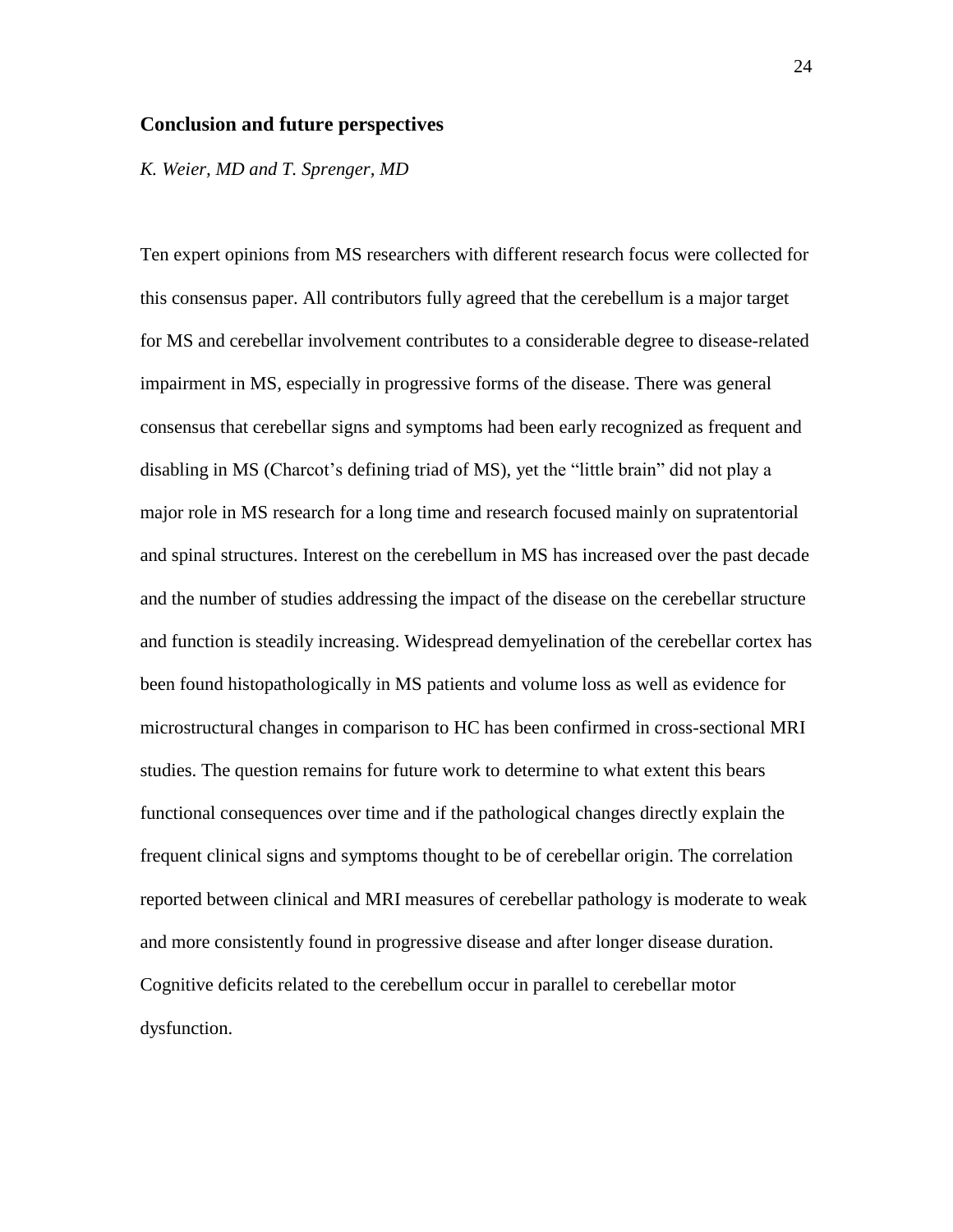## Conclusion and future perspectives

*K. Weier, MD and T. Sprenger, MD*

Ten expert opinions from MS researchers with different research focus were collected for this consensus paper. All contributors fully agreed that the cerebellum is a major target for MS and cerebellar involvement contributes to a considerable degree to disease-related impairment in MS, especially in progressive forms of the disease. There was general consensus that cerebellar signs and symptoms had been early recognized as frequent and disabling in MS (Charcot's defining triad of MS), yet the "little brain" did not play a major role in MS research for a long time and research focused mainly on supratentorial and spinal structures. Interest on the cerebellum in MS has increased over the past decade and the number of studies addressing the impact of the disease on the cerebellar structure and function is steadily increasing. Widespread demyelination of the cerebellar cortex has been found histopathologically in MS patients and volume loss as well as evidence for microstructural changes in comparison to HC has been confirmed in cross-sectional MRI studies. The question remains for future work to determine to what extent this bears functional consequences over time and if the pathological changes directly explain the frequent clinical signs and symptoms thought to be of cerebellar origin. The correlation reported between clinical and MRI measures of cerebellar pathology is moderate to weak and more consistently found in progressive disease and after longer disease duration. Cognitive deficits related to the cerebellum occur in parallel to cerebellar motor dysfunction.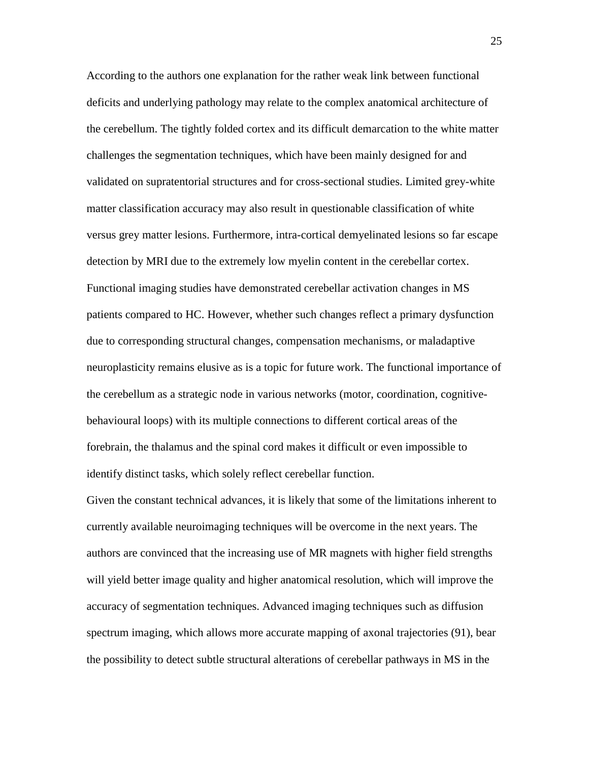According to the authors one explanation for the rather weak link between functional deficits and underlying pathology may relate to the complex anatomical architecture of the cerebellum. The tightly folded cortex and its difficult demarcation to the white matter challenges the segmentation techniques, which have been mainly designed for and validated on supratentorial structures and for cross-sectional studies. Limited grey-white matter classification accuracy may also result in questionable classification of white versus grey matter lesions. Furthermore, intra-cortical demyelinated lesions so far escape detection by MRI due to the extremely low myelin content in the cerebellar cortex. Functional imaging studies have demonstrated cerebellar activation changes in MS patients compared to HC. However, whether such changes reflect a primary dysfunction due to corresponding structural changes, compensation mechanisms, or maladaptive neuroplasticity remains elusive as is a topic for future work. The functional importance of the cerebellum as a strategic node in various networks (motor, coordination, cognitive-behavioural loops) with its multiple connections to different cortical areas of the forebrain, the thalamus and the spinal cord makes it difficult or even impossible to identify distinct tasks, which solely reflect cerebellar function.

Given the constant technical advances, it is likely that some of the limitations inherent to currently available neuroimaging techniques will be overcome in the next years. The authors are convinced that the increasing use of MR magnets with higher field strengths will yield better image quality and higher anatomical resolution, which will improve the accuracy of segmentation techniques. Advanced imaging techniques such as diffusion spectrum imaging, which allows more accurate mapping of axonal trajectories (91), bear the possibility to detect subtle structural alterations of cerebellar pathways in MS in the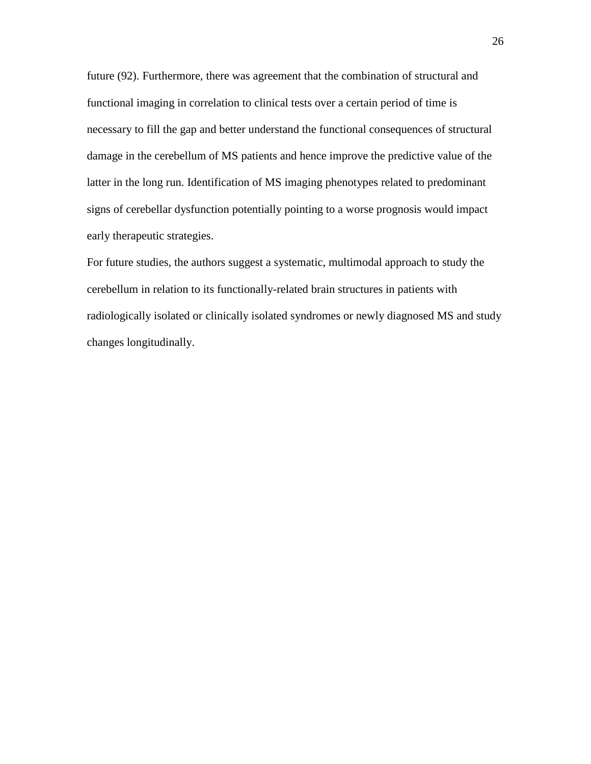future (92). Furthermore, there was agreement that the combination of structural and functional imaging in correlation to clinical tests over a certain period of time is necessary to fill the gap and better understand the functional consequences of structural damage in the cerebellum of MS patients and hence improve the predictive value of the latter in the long run. Identification of MS imaging phenotypes related to predominant signs of cerebellar dysfunction potentially pointing to a worse prognosis would impact early therapeutic strategies.

For future studies, the authors suggest a systematic, multimodal approach to study the cerebellum in relation to its functionally-related brain structures in patients with radiologically isolated or clinically isolated syndromes or newly diagnosed MS and study changes longitudinally.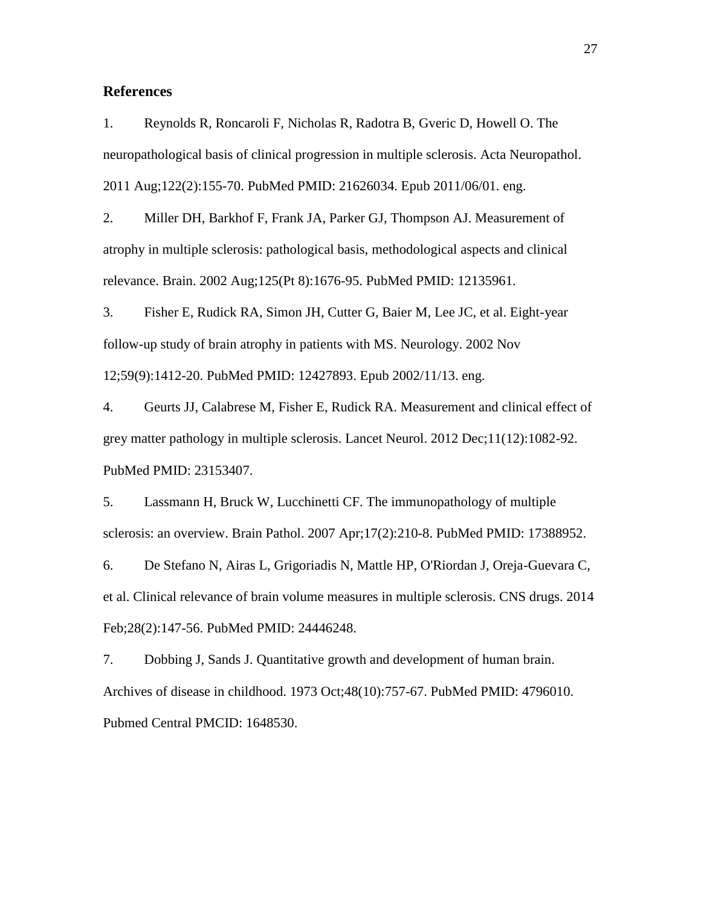## References

1. Reynolds R, Roncaroli F, Nicholas R, Radotra B, Gveric D, Howell O. The neuropathological basis of clinical progression in multiple sclerosis. Acta Neuropathol. 2011 Aug;122(2):155-70. PubMed PMID: 21626034. Epub 2011/06/01. eng.

2. Miller DH, Barkhof F, Frank JA, Parker GJ, Thompson AJ. Measurement of atrophy in multiple sclerosis: pathological basis, methodological aspects and clinical relevance. Brain. 2002 Aug;125(Pt 8):1676-95. PubMed PMID: 12135961.

3. Fisher E, Rudick RA, Simon JH, Cutter G, Baier M, Lee JC, et al. Eight-year follow-up study of brain atrophy in patients with MS. Neurology. 2002 Nov 12;59(9):1412-20. PubMed PMID: 12427893. Epub 2002/11/13. eng.

4. Geurts JJ, Calabrese M, Fisher E, Rudick RA. Measurement and clinical effect of grey matter pathology in multiple sclerosis. Lancet Neurol. 2012 Dec;11(12):1082-92. PubMed PMID: 23153407.

5. Lassmann H, Bruck W, Lucchinetti CF. The immunopathology of multiple sclerosis: an overview. Brain Pathol. 2007 Apr;17(2):210-8. PubMed PMID: 17388952.

6. De Stefano N, Airas L, Grigoriadis N, Mattle HP, O'Riordan J, Oreja-Guevara C, et al. Clinical relevance of brain volume measures in multiple sclerosis. CNS drugs. 2014 Feb;28(2):147-56. PubMed PMID: 24446248.

7. Dobbing J, Sands J. Quantitative growth and development of human brain. Archives of disease in childhood. 1973 Oct;48(10):757-67. PubMed PMID: 4796010. Pubmed Central PMCID: 1648530.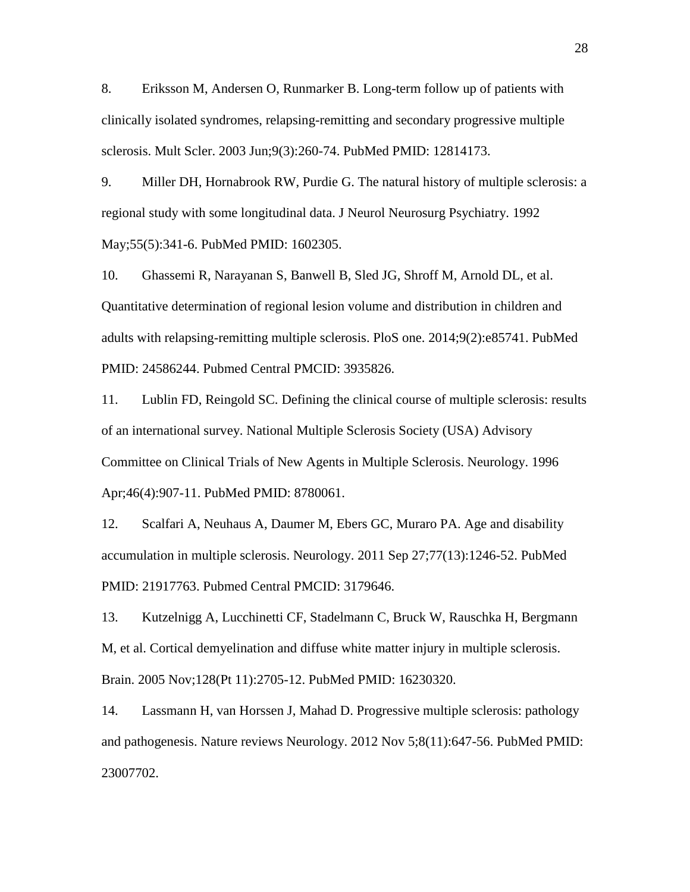8. Eriksson M, Andersen O, Runmarker B. Long-term follow up of patients with clinically isolated syndromes, relapsing-remitting and secondary progressive multiple sclerosis. Mult Scler. 2003 Jun;9(3):260-74. PubMed PMID: 12814173.

9. Miller DH, Hornabrook RW, Purdie G. The natural history of multiple sclerosis: a regional study with some longitudinal data. J Neurol Neurosurg Psychiatry. 1992 May;55(5):341-6. PubMed PMID: 1602305.

10. Ghassemi R, Narayanan S, Banwell B, Sled JG, Shroff M, Arnold DL, et al. Quantitative determination of regional lesion volume and distribution in children and adults with relapsing-remitting multiple sclerosis. PloS one. 2014;9(2):e85741. PubMed PMID: 24586244. Pubmed Central PMCID: 3935826.

11. Lublin FD, Reingold SC. Defining the clinical course of multiple sclerosis: results of an international survey. National Multiple Sclerosis Society (USA) Advisory Committee on Clinical Trials of New Agents in Multiple Sclerosis. Neurology. 1996 Apr;46(4):907-11. PubMed PMID: 8780061.

12. Scalfari A, Neuhaus A, Daumer M, Ebers GC, Muraro PA. Age and disability accumulation in multiple sclerosis. Neurology. 2011 Sep 27;77(13):1246-52. PubMed PMID: 21917763. Pubmed Central PMCID: 3179646.

13. Kutzelnigg A, Lucchinetti CF, Stadelmann C, Bruck W, Rauschka H, Bergmann M, et al. Cortical demyelination and diffuse white matter injury in multiple sclerosis. Brain. 2005 Nov;128(Pt 11):2705-12. PubMed PMID: 16230320.

14. Lassmann H, van Horssen J, Mahad D. Progressive multiple sclerosis: pathology and pathogenesis. Nature reviews Neurology. 2012 Nov 5;8(11):647-56. PubMed PMID: 23007702.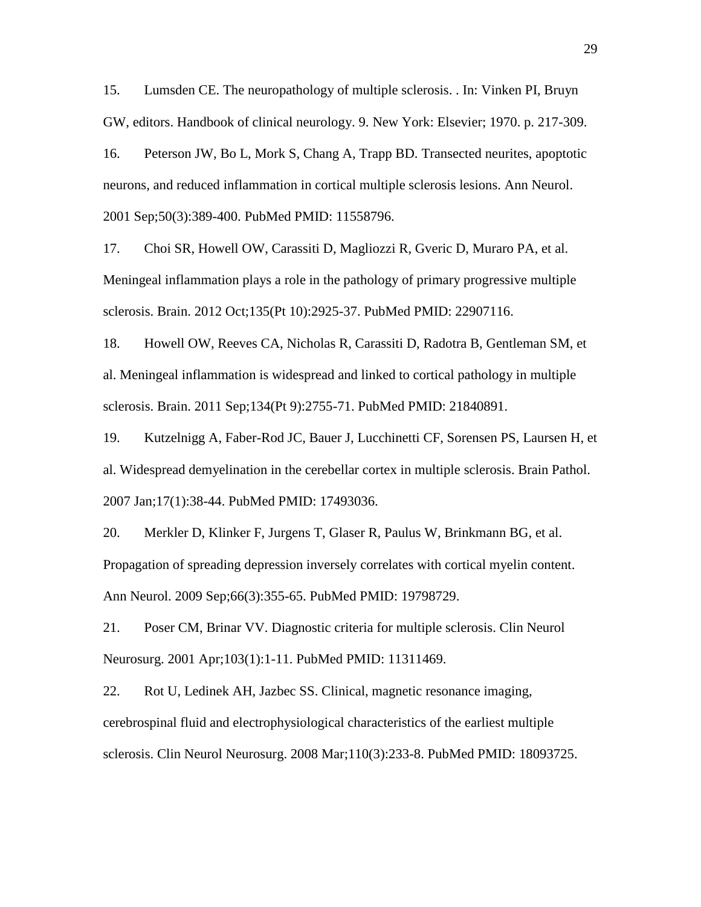15. Lumsden CE. The neuropathology of multiple sclerosis. . In: Vinken PI, Bruyn GW, editors. Handbook of clinical neurology. 9. New York: Elsevier; 1970. p. 217-309.

16. Peterson JW, Bo L, Mork S, Chang A, Trapp BD. Transected neurites, apoptotic neurons, and reduced inflammation in cortical multiple sclerosis lesions. Ann Neurol. 2001 Sep;50(3):389-400. PubMed PMID: 11558796.

17. Choi SR, Howell OW, Carassiti D, Magliozzi R, Gveric D, Muraro PA, et al. Meningeal inflammation plays a role in the pathology of primary progressive multiple sclerosis. Brain. 2012 Oct;135(Pt 10):2925-37. PubMed PMID: 22907116.

18. Howell OW, Reeves CA, Nicholas R, Carassiti D, Radotra B, Gentleman SM, et al. Meningeal inflammation is widespread and linked to cortical pathology in multiple sclerosis. Brain. 2011 Sep;134(Pt 9):2755-71. PubMed PMID: 21840891.

19. Kutzelnigg A, Faber-Rod JC, Bauer J, Lucchinetti CF, Sorensen PS, Laursen H, et al. Widespread demyelination in the cerebellar cortex in multiple sclerosis. Brain Pathol. 2007 Jan;17(1):38-44. PubMed PMID: 17493036.

20. Merkler D, Klinker F, Jurgens T, Glaser R, Paulus W, Brinkmann BG, et al. Propagation of spreading depression inversely correlates with cortical myelin content. Ann Neurol. 2009 Sep;66(3):355-65. PubMed PMID: 19798729.

21. Poser CM, Brinar VV. Diagnostic criteria for multiple sclerosis. Clin Neurol Neurosurg. 2001 Apr;103(1):1-11. PubMed PMID: 11311469.

22. Rot U, Ledinek AH, Jazbec SS. Clinical, magnetic resonance imaging, cerebrospinal fluid and electrophysiological characteristics of the earliest multiple sclerosis. Clin Neurol Neurosurg. 2008 Mar;110(3):233-8. PubMed PMID: 18093725.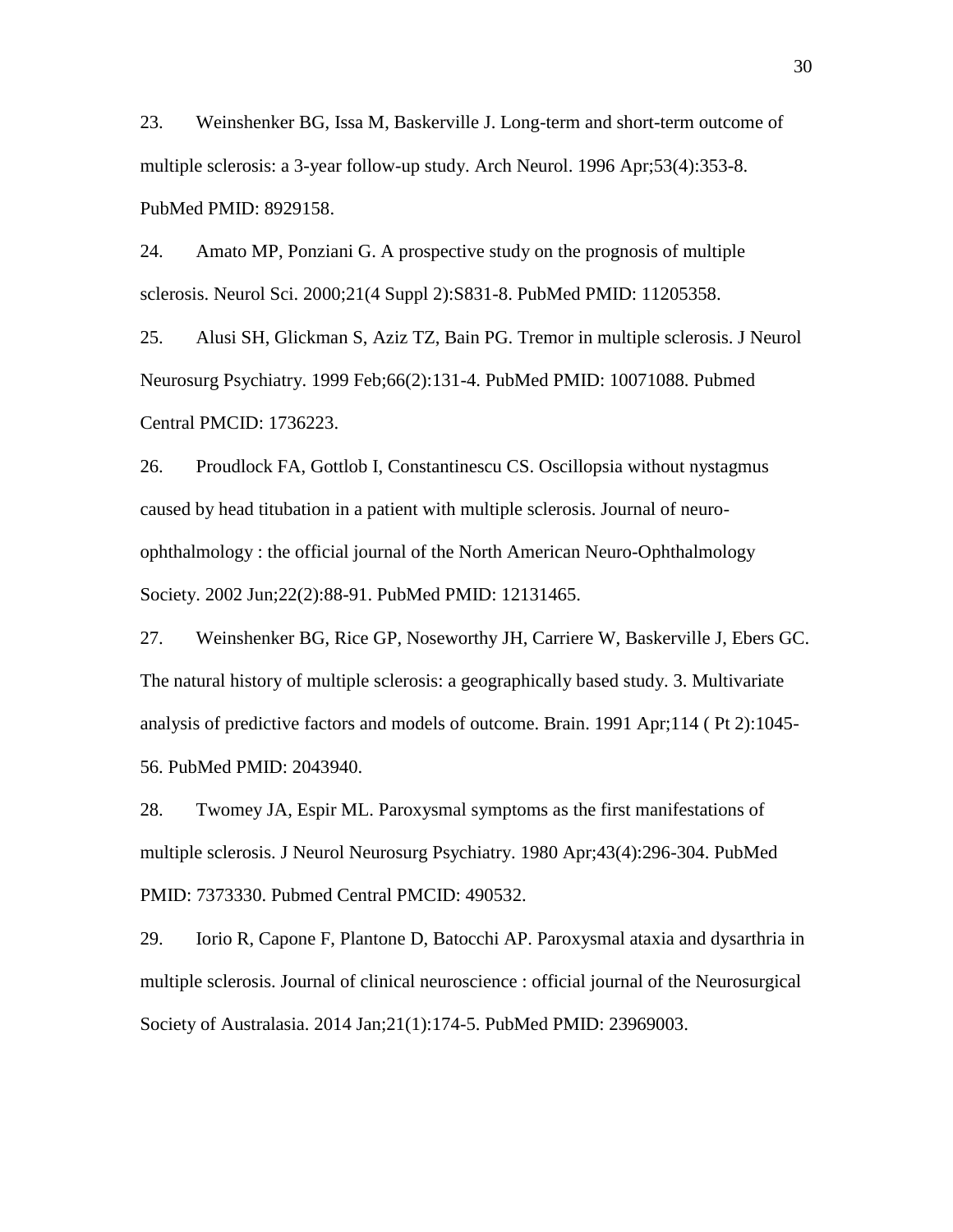23. Weinshenker BG, Issa M, Baskerville J. Long-term and short-term outcome of multiple sclerosis: a 3-year follow-up study. Arch Neurol. 1996 Apr;53(4):353-8. PubMed PMID: 8929158.

24. Amato MP, Ponziani G. A prospective study on the prognosis of multiple sclerosis. Neurol Sci. 2000;21(4 Suppl 2):S831-8. PubMed PMID: 11205358.

25. Alusi SH, Glickman S, Aziz TZ, Bain PG. Tremor in multiple sclerosis. J Neurol Neurosurg Psychiatry. 1999 Feb;66(2):131-4. PubMed PMID: 10071088. Pubmed Central PMCID: 1736223.

26. Proudlock FA, Gottlob I, Constantinescu CS. Oscillopsia without nystagmus caused by head titubation in a patient with multiple sclerosis. Journal of neuro-ophthalmology : the official journal of the North American Neuro-Ophthalmology Society. 2002 Jun;22(2):88-91. PubMed PMID: 12131465.

27. Weinshenker BG, Rice GP, Noseworthy JH, Carriere W, Baskerville J, Ebers GC. The natural history of multiple sclerosis: a geographically based study. 3. Multivariate analysis of predictive factors and models of outcome. Brain. 1991 Apr;114 ( Pt 2):1045-56. PubMed PMID: 2043940.

28. Twomey JA, Espir ML. Paroxysmal symptoms as the first manifestations of multiple sclerosis. J Neurol Neurosurg Psychiatry. 1980 Apr;43(4):296-304. PubMed PMID: 7373330. Pubmed Central PMCID: 490532.

29. Iorio R, Capone F, Plantone D, Batocchi AP. Paroxysmal ataxia and dysarthria in multiple sclerosis. Journal of clinical neuroscience : official journal of the Neurosurgical Society of Australasia. 2014 Jan;21(1):174-5. PubMed PMID: 23969003.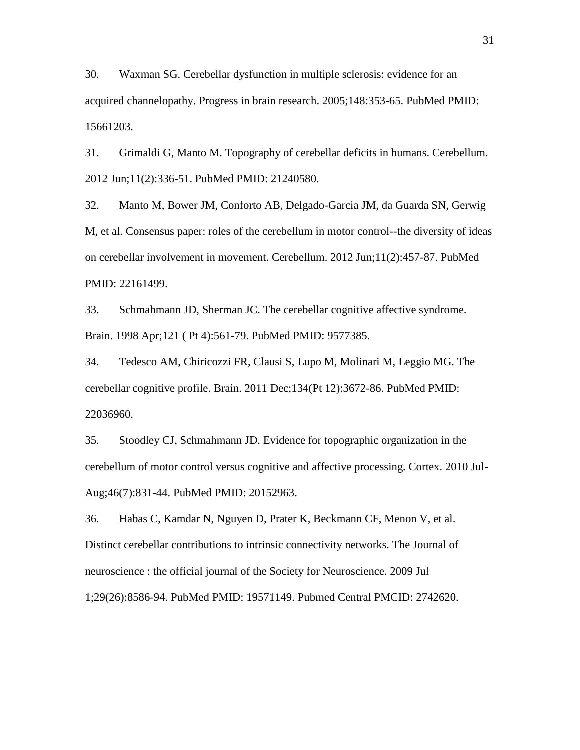30. Waxman SG. Cerebellar dysfunction in multiple sclerosis: evidence for an acquired channelopathy. Progress in brain research. 2005;148:353-65. PubMed PMID: 15661203.

31. Grimaldi G, Manto M. Topography of cerebellar deficits in humans. Cerebellum. 2012 Jun;11(2):336-51. PubMed PMID: 21240580.

32. Manto M, Bower JM, Conforto AB, Delgado-Garcia JM, da Guarda SN, Gerwig M, et al. Consensus paper: roles of the cerebellum in motor control--the diversity of ideas on cerebellar involvement in movement. Cerebellum. 2012 Jun;11(2):457-87. PubMed PMID: 22161499.

33. Schmahmann JD, Sherman JC. The cerebellar cognitive affective syndrome. Brain. 1998 Apr;121 ( Pt 4):561-79. PubMed PMID: 9577385.

34. Tedesco AM, Chiricozzi FR, Clausi S, Lupo M, Molinari M, Leggio MG. The cerebellar cognitive profile. Brain. 2011 Dec;134(Pt 12):3672-86. PubMed PMID: 22036960.

35. Stoodley CJ, Schmahmann JD. Evidence for topographic organization in the cerebellum of motor control versus cognitive and affective processing. Cortex. 2010 Jul-Aug;46(7):831-44. PubMed PMID: 20152963.

36. Habas C, Kamdar N, Nguyen D, Prater K, Beckmann CF, Menon V, et al. Distinct cerebellar contributions to intrinsic connectivity networks. The Journal of neuroscience : the official journal of the Society for Neuroscience. 2009 Jul 1;29(26):8586-94. PubMed PMID: 19571149. Pubmed Central PMCID: 2742620.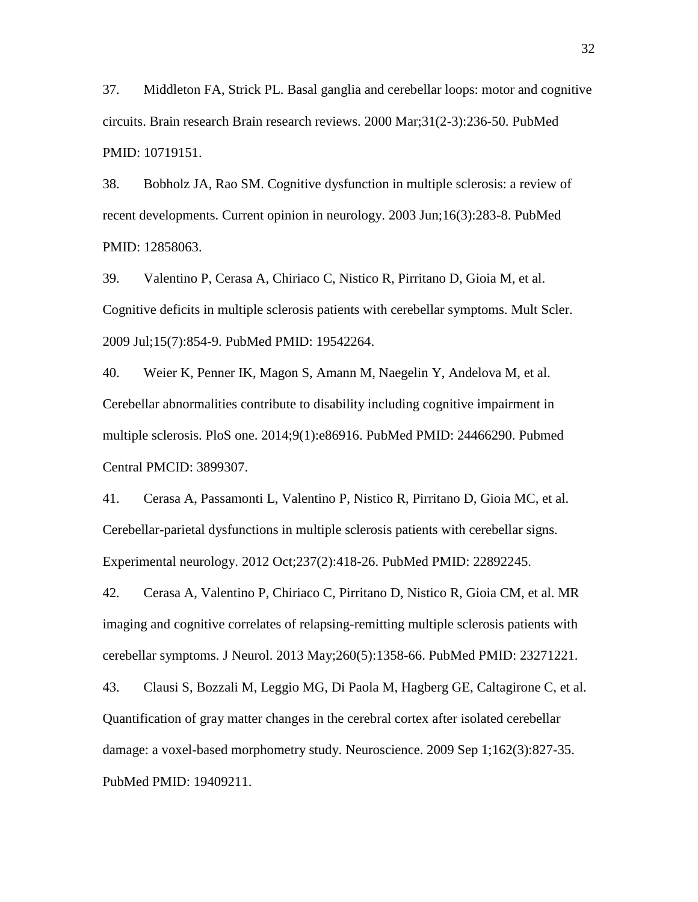37. Middleton FA, Strick PL. Basal ganglia and cerebellar loops: motor and cognitive circuits. Brain research Brain research reviews. 2000 Mar;31(2-3):236-50. PubMed PMID: 10719151.

38. Bobholz JA, Rao SM. Cognitive dysfunction in multiple sclerosis: a review of recent developments. Current opinion in neurology. 2003 Jun;16(3):283-8. PubMed PMID: 12858063.

39. Valentino P, Cerasa A, Chiriaco C, Nistico R, Pirritano D, Gioia M, et al. Cognitive deficits in multiple sclerosis patients with cerebellar symptoms. Mult Scler. 2009 Jul;15(7):854-9. PubMed PMID: 19542264.

40. Weier K, Penner IK, Magon S, Amann M, Naegelin Y, Andelova M, et al. Cerebellar abnormalities contribute to disability including cognitive impairment in multiple sclerosis. PloS one. 2014;9(1):e86916. PubMed PMID: 24466290. Pubmed Central PMCID: 3899307.

41. Cerasa A, Passamonti L, Valentino P, Nistico R, Pirritano D, Gioia MC, et al. Cerebellar-parietal dysfunctions in multiple sclerosis patients with cerebellar signs. Experimental neurology. 2012 Oct;237(2):418-26. PubMed PMID: 22892245.

42. Cerasa A, Valentino P, Chiriaco C, Pirritano D, Nistico R, Gioia CM, et al. MR imaging and cognitive correlates of relapsing-remitting multiple sclerosis patients with cerebellar symptoms. J Neurol. 2013 May;260(5):1358-66. PubMed PMID: 23271221.

43. Clausi S, Bozzali M, Leggio MG, Di Paola M, Hagberg GE, Caltagirone C, et al. Quantification of gray matter changes in the cerebral cortex after isolated cerebellar damage: a voxel-based morphometry study. Neuroscience. 2009 Sep 1;162(3):827-35. PubMed PMID: 19409211.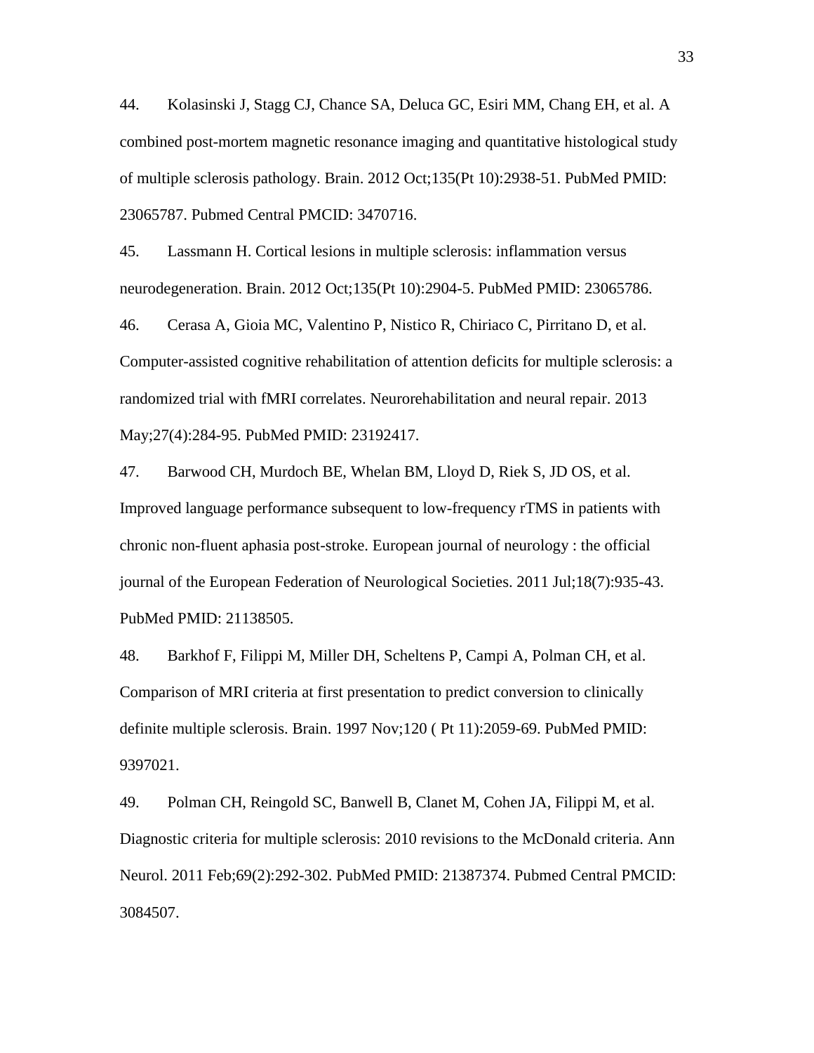44. Kolasinski J, Stagg CJ, Chance SA, Deluca GC, Esiri MM, Chang EH, et al. A combined post-mortem magnetic resonance imaging and quantitative histological study of multiple sclerosis pathology. Brain. 2012 Oct;135(Pt 10):2938-51. PubMed PMID: 23065787. Pubmed Central PMCID: 3470716.

45. Lassmann H. Cortical lesions in multiple sclerosis: inflammation versus neurodegeneration. Brain. 2012 Oct;135(Pt 10):2904-5. PubMed PMID: 23065786.

46. Cerasa A, Gioia MC, Valentino P, Nistico R, Chiriaco C, Pirritano D, et al. Computer-assisted cognitive rehabilitation of attention deficits for multiple sclerosis: a randomized trial with fMRI correlates. Neurorehabilitation and neural repair. 2013 May;27(4):284-95. PubMed PMID: 23192417.

47. Barwood CH, Murdoch BE, Whelan BM, Lloyd D, Riek S, JD OS, et al. Improved language performance subsequent to low-frequency rTMS in patients with chronic non-fluent aphasia post-stroke. European journal of neurology : the official journal of the European Federation of Neurological Societies. 2011 Jul;18(7):935-43. PubMed PMID: 21138505.

48. Barkhof F, Filippi M, Miller DH, Scheltens P, Campi A, Polman CH, et al. Comparison of MRI criteria at first presentation to predict conversion to clinically definite multiple sclerosis. Brain. 1997 Nov;120 ( Pt 11):2059-69. PubMed PMID: 9397021.

49. Polman CH, Reingold SC, Banwell B, Clanet M, Cohen JA, Filippi M, et al. Diagnostic criteria for multiple sclerosis: 2010 revisions to the McDonald criteria. Ann Neurol. 2011 Feb;69(2):292-302. PubMed PMID: 21387374. Pubmed Central PMCID: 3084507.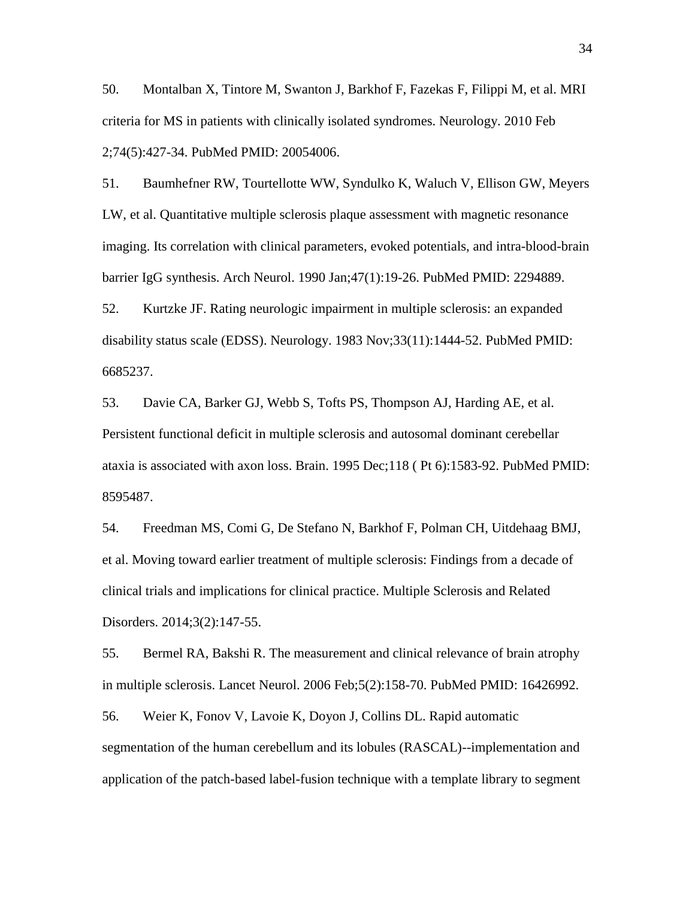50. Montalban X, Tintore M, Swanton J, Barkhof F, Fazekas F, Filippi M, et al. MRI criteria for MS in patients with clinically isolated syndromes. Neurology. 2010 Feb 2;74(5):427-34. PubMed PMID: 20054006.

51. Baumhefner RW, Tourtellotte WW, Syndulko K, Waluch V, Ellison GW, Meyers LW, et al. Quantitative multiple sclerosis plaque assessment with magnetic resonance imaging. Its correlation with clinical parameters, evoked potentials, and intra-blood-brain barrier IgG synthesis. Arch Neurol. 1990 Jan;47(1):19-26. PubMed PMID: 2294889.

52. Kurtzke JF. Rating neurologic impairment in multiple sclerosis: an expanded disability status scale (EDSS). Neurology. 1983 Nov;33(11):1444-52. PubMed PMID: 6685237.

53. Davie CA, Barker GJ, Webb S, Tofts PS, Thompson AJ, Harding AE, et al. Persistent functional deficit in multiple sclerosis and autosomal dominant cerebellar ataxia is associated with axon loss. Brain. 1995 Dec;118 ( Pt 6):1583-92. PubMed PMID: 8595487.

54. Freedman MS, Comi G, De Stefano N, Barkhof F, Polman CH, Uitdehaag BMJ, et al. Moving toward earlier treatment of multiple sclerosis: Findings from a decade of clinical trials and implications for clinical practice. Multiple Sclerosis and Related Disorders. 2014;3(2):147-55.

55. Bermel RA, Bakshi R. The measurement and clinical relevance of brain atrophy in multiple sclerosis. Lancet Neurol. 2006 Feb;5(2):158-70. PubMed PMID: 16426992.

56. Weier K, Fonov V, Lavoie K, Doyon J, Collins DL. Rapid automatic segmentation of the human cerebellum and its lobules (RASCAL)--implementation and application of the patch-based label-fusion technique with a template library to segment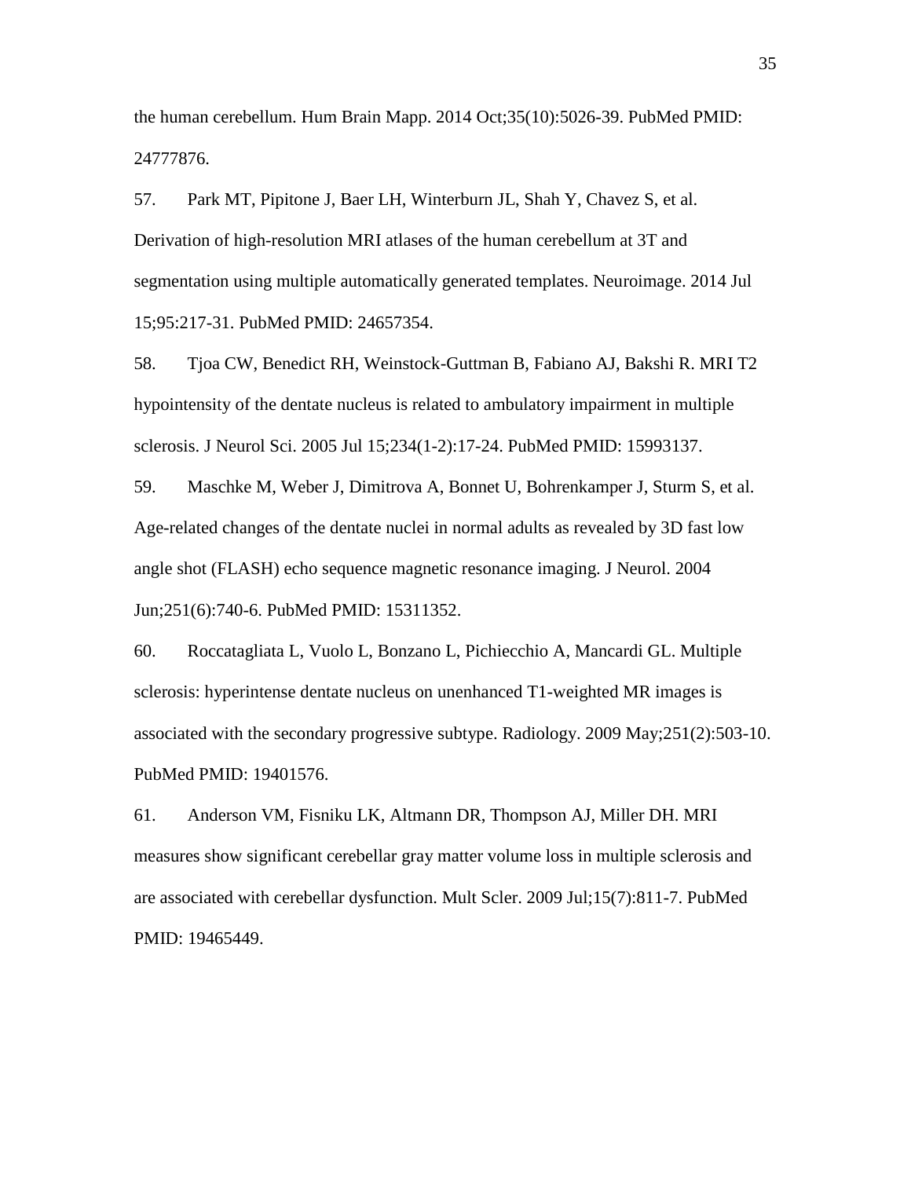the human cerebellum. Hum Brain Mapp. 2014 Oct;35(10):5026-39. PubMed PMID: 24777876.

57. Park MT, Pipitone J, Baer LH, Winterburn JL, Shah Y, Chavez S, et al. Derivation of high-resolution MRI atlases of the human cerebellum at 3T and segmentation using multiple automatically generated templates. Neuroimage. 2014 Jul 15;95:217-31. PubMed PMID: 24657354.

58. Tjoa CW, Benedict RH, Weinstock-Guttman B, Fabiano AJ, Bakshi R. MRI T2 hypointensity of the dentate nucleus is related to ambulatory impairment in multiple sclerosis. J Neurol Sci. 2005 Jul 15;234(1-2):17-24. PubMed PMID: 15993137.

59. Maschke M, Weber J, Dimitrova A, Bonnet U, Bohrenkamper J, Sturm S, et al. Age-related changes of the dentate nuclei in normal adults as revealed by 3D fast low angle shot (FLASH) echo sequence magnetic resonance imaging. J Neurol. 2004 Jun;251(6):740-6. PubMed PMID: 15311352.

60. Roccatagliata L, Vuolo L, Bonzano L, Pichiecchio A, Mancardi GL. Multiple sclerosis: hyperintense dentate nucleus on unenhanced T1-weighted MR images is associated with the secondary progressive subtype. Radiology. 2009 May;251(2):503-10. PubMed PMID: 19401576.

61. Anderson VM, Fisniku LK, Altmann DR, Thompson AJ, Miller DH. MRI measures show significant cerebellar gray matter volume loss in multiple sclerosis and are associated with cerebellar dysfunction. Mult Scler. 2009 Jul;15(7):811-7. PubMed PMID: 19465449.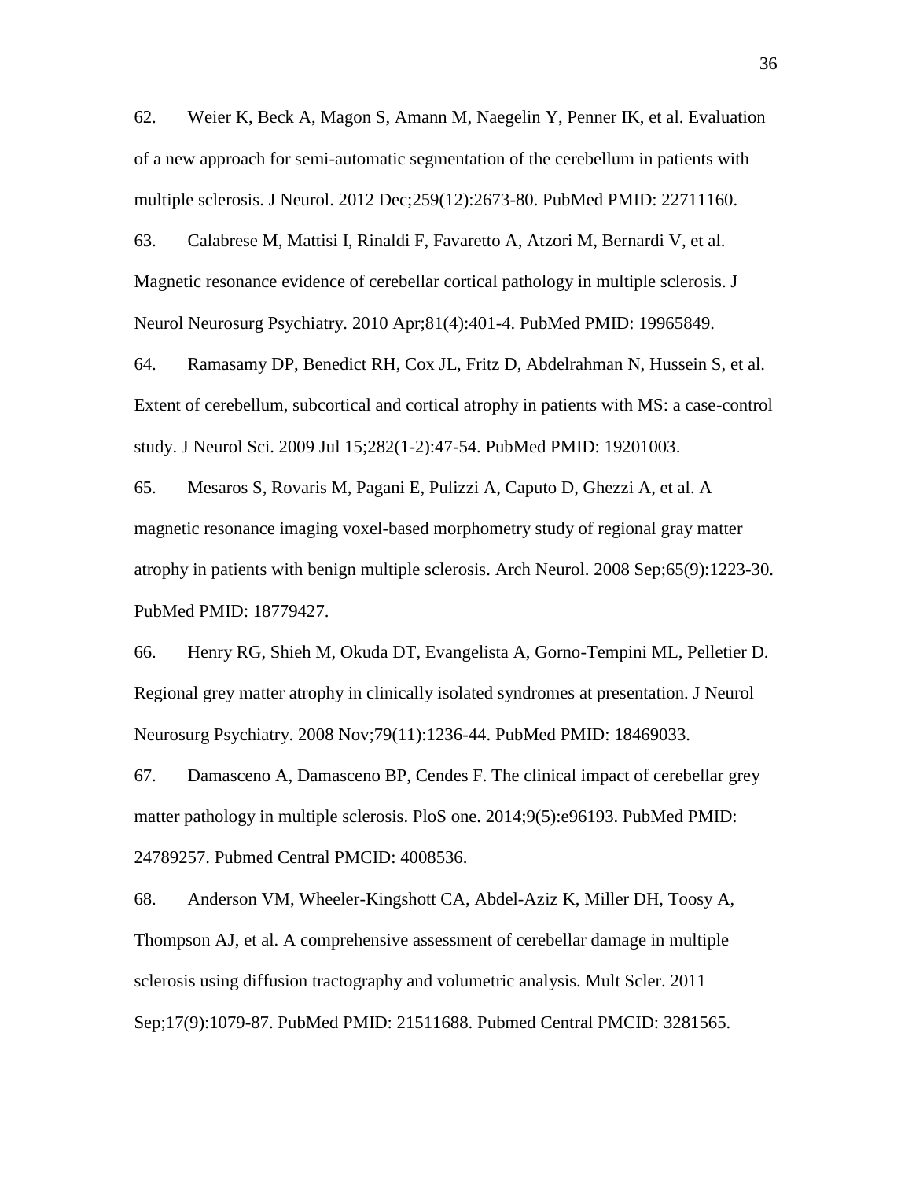62. Weier K, Beck A, Magon S, Amann M, Naegelin Y, Penner IK, et al. Evaluation of a new approach for semi-automatic segmentation of the cerebellum in patients with multiple sclerosis. J Neurol. 2012 Dec;259(12):2673-80. PubMed PMID: 22711160.

63. Calabrese M, Mattisi I, Rinaldi F, Favaretto A, Atzori M, Bernardi V, et al. Magnetic resonance evidence of cerebellar cortical pathology in multiple sclerosis. J Neurol Neurosurg Psychiatry. 2010 Apr;81(4):401-4. PubMed PMID: 19965849.

64. Ramasamy DP, Benedict RH, Cox JL, Fritz D, Abdelrahman N, Hussein S, et al. Extent of cerebellum, subcortical and cortical atrophy in patients with MS: a case-control study. J Neurol Sci. 2009 Jul 15;282(1-2):47-54. PubMed PMID: 19201003.

65. Mesaros S, Rovaris M, Pagani E, Pulizzi A, Caputo D, Ghezzi A, et al. A magnetic resonance imaging voxel-based morphometry study of regional gray matter atrophy in patients with benign multiple sclerosis. Arch Neurol. 2008 Sep;65(9):1223-30. PubMed PMID: 18779427.

66. Henry RG, Shieh M, Okuda DT, Evangelista A, Gorno-Tempini ML, Pelletier D. Regional grey matter atrophy in clinically isolated syndromes at presentation. J Neurol Neurosurg Psychiatry. 2008 Nov;79(11):1236-44. PubMed PMID: 18469033.

67. Damasceno A, Damasceno BP, Cendes F. The clinical impact of cerebellar grey matter pathology in multiple sclerosis. PloS one. 2014;9(5):e96193. PubMed PMID: 24789257. Pubmed Central PMCID: 4008536.

68. Anderson VM, Wheeler-Kingshott CA, Abdel-Aziz K, Miller DH, Toosy A, Thompson AJ, et al. A comprehensive assessment of cerebellar damage in multiple sclerosis using diffusion tractography and volumetric analysis. Mult Scler. 2011 Sep;17(9):1079-87. PubMed PMID: 21511688. Pubmed Central PMCID: 3281565.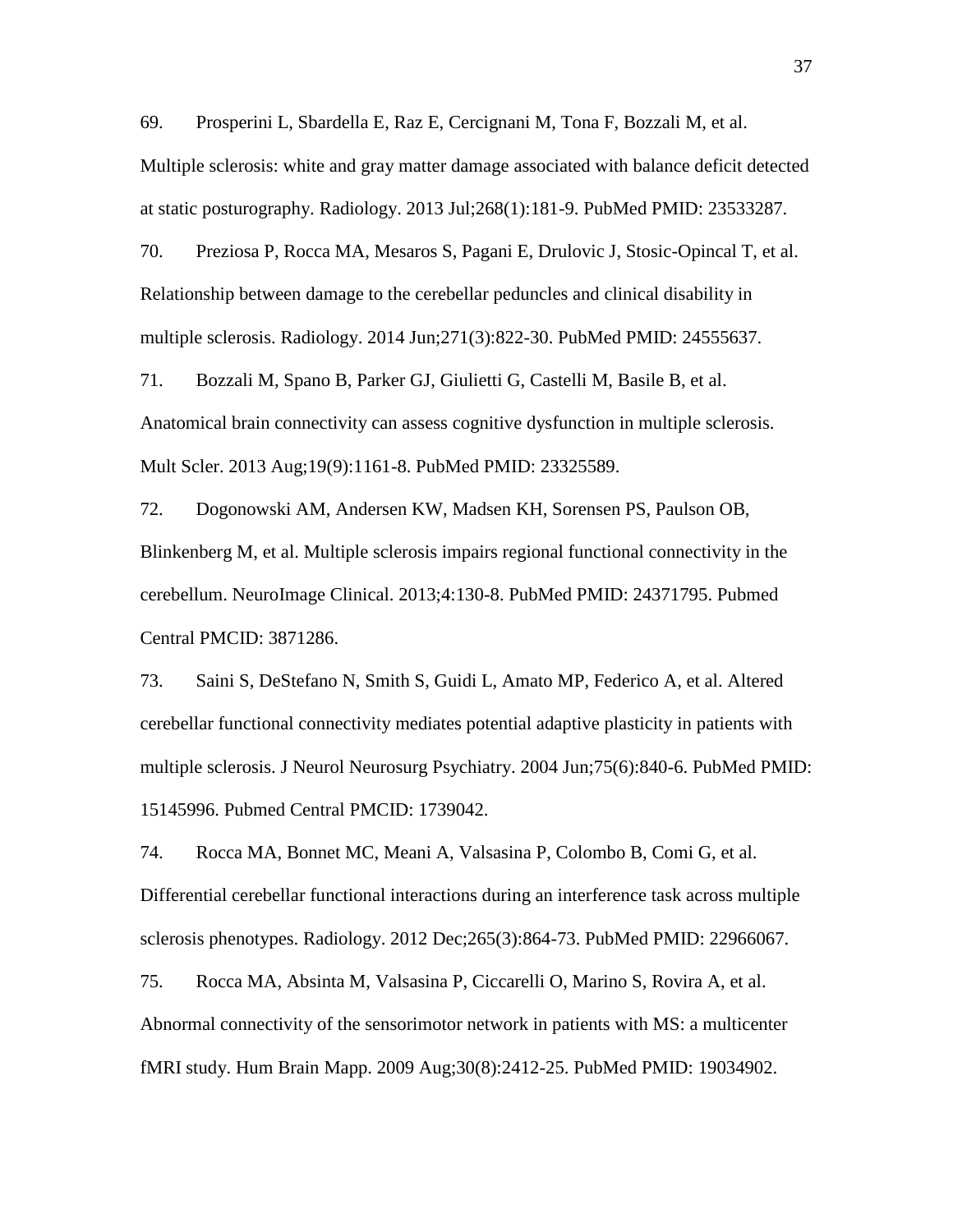69. Prosperini L, Sbardella E, Raz E, Cercignani M, Tona F, Bozzali M, et al. Multiple sclerosis: white and gray matter damage associated with balance deficit detected at static posturography. Radiology. 2013 Jul;268(1):181-9. PubMed PMID: 23533287.

70. Preziosa P, Rocca MA, Mesaros S, Pagani E, Drulovic J, Stosic-Opincal T, et al. Relationship between damage to the cerebellar peduncles and clinical disability in multiple sclerosis. Radiology. 2014 Jun;271(3):822-30. PubMed PMID: 24555637.

71. Bozzali M, Spano B, Parker GJ, Giulietti G, Castelli M, Basile B, et al. Anatomical brain connectivity can assess cognitive dysfunction in multiple sclerosis. Mult Scler. 2013 Aug;19(9):1161-8. PubMed PMID: 23325589.

72. Dogonowski AM, Andersen KW, Madsen KH, Sorensen PS, Paulson OB, Blinkenberg M, et al. Multiple sclerosis impairs regional functional connectivity in the cerebellum. NeuroImage Clinical. 2013;4:130-8. PubMed PMID: 24371795. Pubmed Central PMCID: 3871286.

73. Saini S, DeStefano N, Smith S, Guidi L, Amato MP, Federico A, et al. Altered cerebellar functional connectivity mediates potential adaptive plasticity in patients with multiple sclerosis. J Neurol Neurosurg Psychiatry. 2004 Jun;75(6):840-6. PubMed PMID: 15145996. Pubmed Central PMCID: 1739042.

74. Rocca MA, Bonnet MC, Meani A, Valsasina P, Colombo B, Comi G, et al. Differential cerebellar functional interactions during an interference task across multiple sclerosis phenotypes. Radiology. 2012 Dec;265(3):864-73. PubMed PMID: 22966067.

75. Rocca MA, Absinta M, Valsasina P, Ciccarelli O, Marino S, Rovira A, et al. Abnormal connectivity of the sensorimotor network in patients with MS: a multicenter fMRI study. Hum Brain Mapp. 2009 Aug;30(8):2412-25. PubMed PMID: 19034902.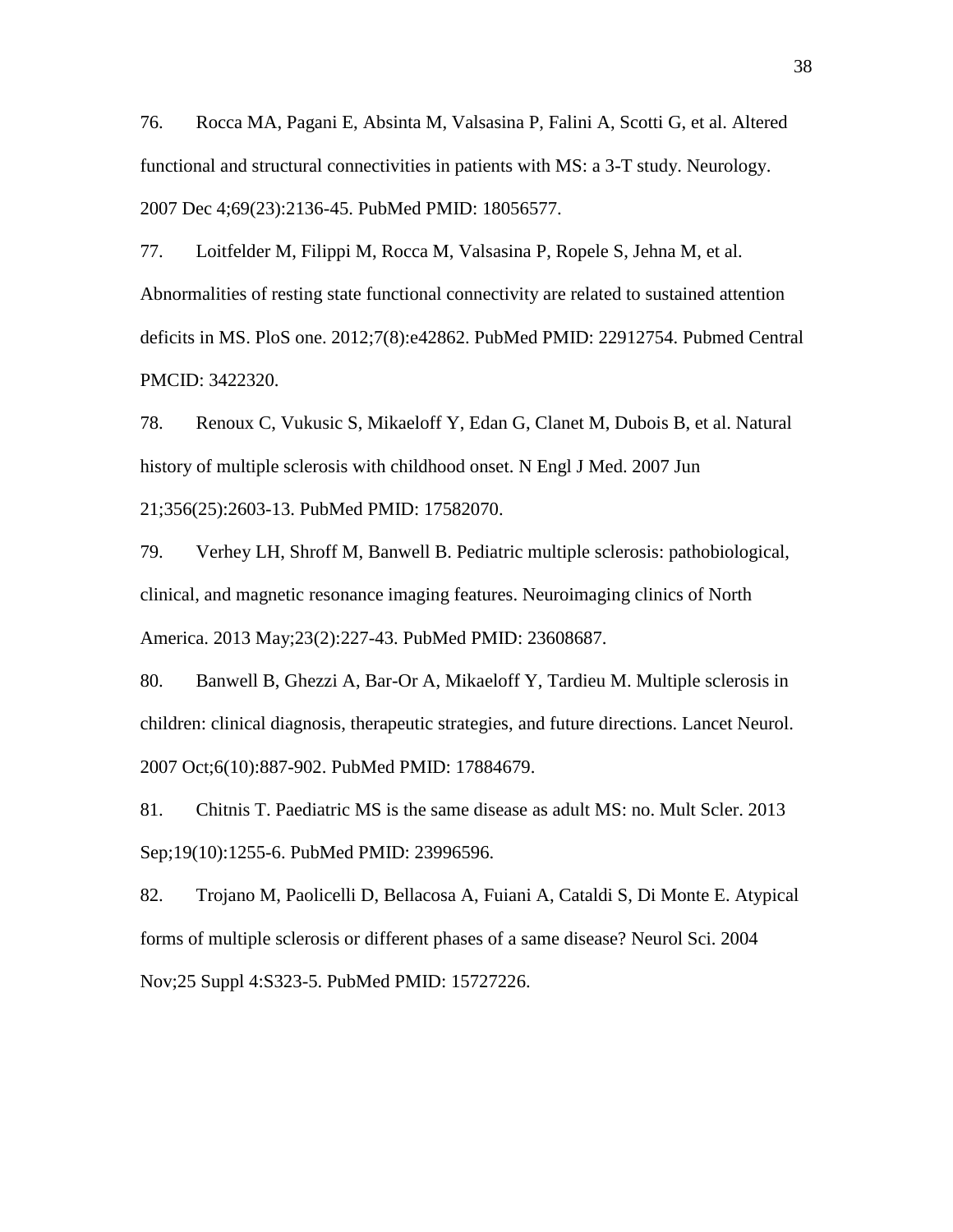76. Rocca MA, Pagani E, Absinta M, Valsasina P, Falini A, Scotti G, et al. Altered functional and structural connectivities in patients with MS: a 3-T study. Neurology. 2007 Dec 4;69(23):2136-45. PubMed PMID: 18056577.

77. Loitfelder M, Filippi M, Rocca M, Valsasina P, Ropele S, Jehna M, et al. Abnormalities of resting state functional connectivity are related to sustained attention deficits in MS. PloS one. 2012;7(8):e42862. PubMed PMID: 22912754. Pubmed Central PMCID: 3422320.

78. Renoux C, Vukusic S, Mikaeloff Y, Edan G, Clanet M, Dubois B, et al. Natural history of multiple sclerosis with childhood onset. N Engl J Med. 2007 Jun 21;356(25):2603-13. PubMed PMID: 17582070.

79. Verhey LH, Shroff M, Banwell B. Pediatric multiple sclerosis: pathobiological, clinical, and magnetic resonance imaging features. Neuroimaging clinics of North America. 2013 May;23(2):227-43. PubMed PMID: 23608687.

80. Banwell B, Ghezzi A, Bar-Or A, Mikaeloff Y, Tardieu M. Multiple sclerosis in children: clinical diagnosis, therapeutic strategies, and future directions. Lancet Neurol. 2007 Oct;6(10):887-902. PubMed PMID: 17884679.

81. Chitnis T. Paediatric MS is the same disease as adult MS: no. Mult Scler. 2013 Sep;19(10):1255-6. PubMed PMID: 23996596.

82. Trojano M, Paolicelli D, Bellacosa A, Fuiani A, Cataldi S, Di Monte E. Atypical forms of multiple sclerosis or different phases of a same disease? Neurol Sci. 2004 Nov;25 Suppl 4:S323-5. PubMed PMID: 15727226.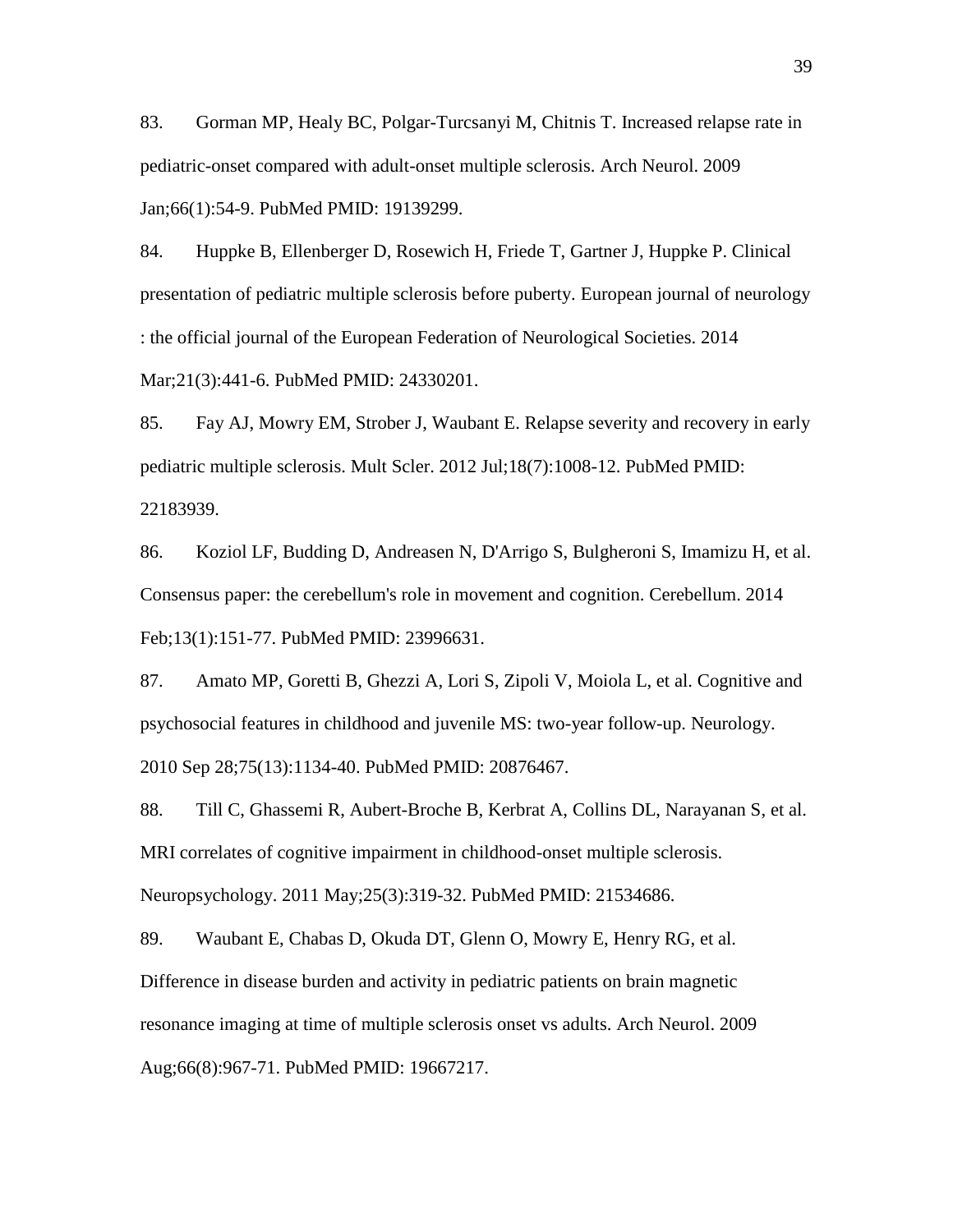83. Gorman MP, Healy BC, Polgar-Turcsanyi M, Chitnis T. Increased relapse rate in pediatric-onset compared with adult-onset multiple sclerosis. Arch Neurol. 2009 Jan;66(1):54-9. PubMed PMID: 19139299.

84. Huppke B, Ellenberger D, Rosewich H, Friede T, Gartner J, Huppke P. Clinical presentation of pediatric multiple sclerosis before puberty. European journal of neurology : the official journal of the European Federation of Neurological Societies. 2014 Mar;21(3):441-6. PubMed PMID: 24330201.

85. Fay AJ, Mowry EM, Strober J, Waubant E. Relapse severity and recovery in early pediatric multiple sclerosis. Mult Scler. 2012 Jul;18(7):1008-12. PubMed PMID: 22183939.

86. Koziol LF, Budding D, Andreasen N, D'Arrigo S, Bulgheroni S, Imamizu H, et al. Consensus paper: the cerebellum's role in movement and cognition. Cerebellum. 2014 Feb;13(1):151-77. PubMed PMID: 23996631.

87. Amato MP, Goretti B, Ghezzi A, Lori S, Zipoli V, Moiola L, et al. Cognitive and psychosocial features in childhood and juvenile MS: two-year follow-up. Neurology. 2010 Sep 28;75(13):1134-40. PubMed PMID: 20876467.

88. Till C, Ghassemi R, Aubert-Broche B, Kerbrat A, Collins DL, Narayanan S, et al. MRI correlates of cognitive impairment in childhood-onset multiple sclerosis. Neuropsychology. 2011 May;25(3):319-32. PubMed PMID: 21534686.

89. Waubant E, Chabas D, Okuda DT, Glenn O, Mowry E, Henry RG, et al. Difference in disease burden and activity in pediatric patients on brain magnetic resonance imaging at time of multiple sclerosis onset vs adults. Arch Neurol. 2009 Aug;66(8):967-71. PubMed PMID: 19667217.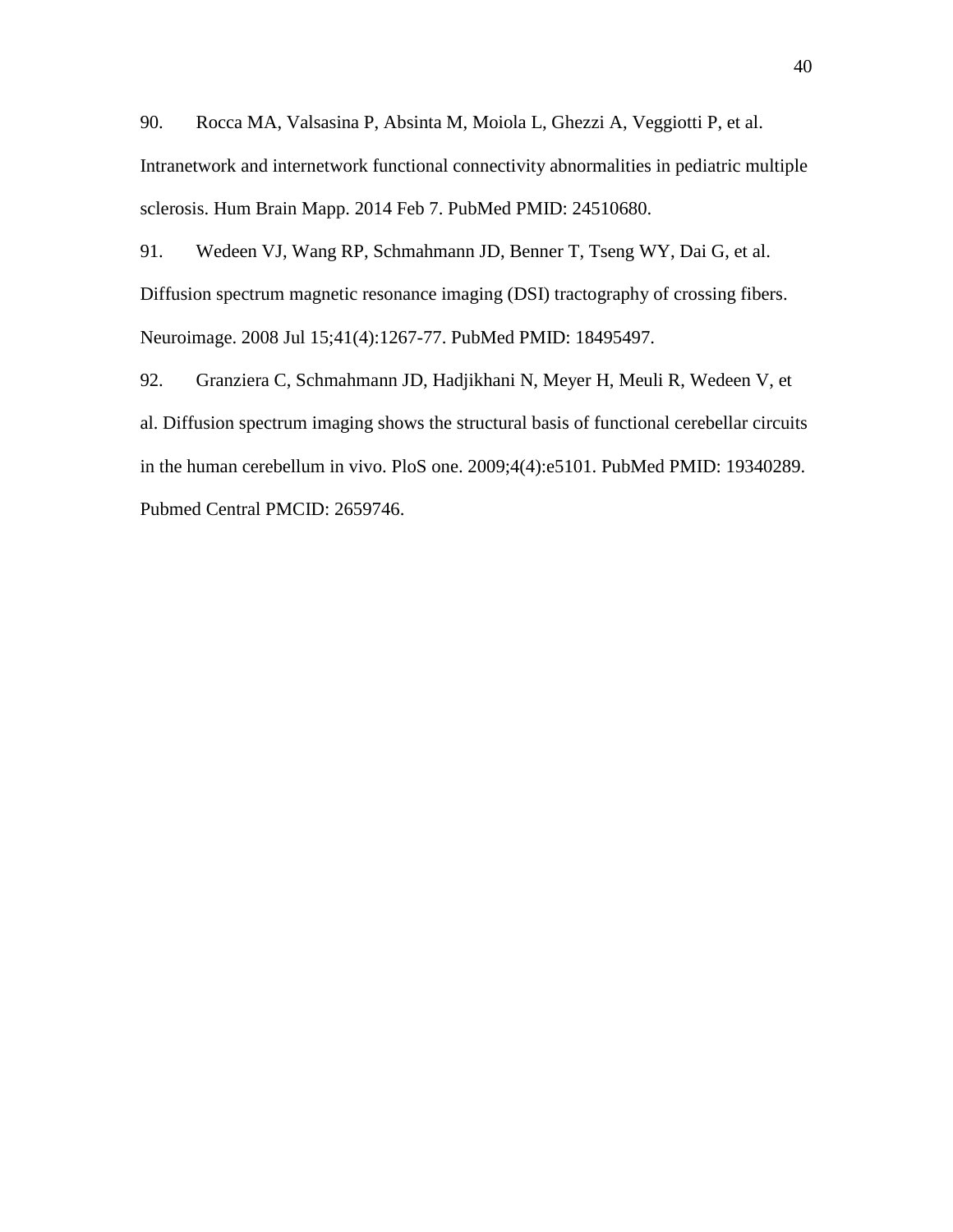90. Rocca MA, Valsasina P, Absinta M, Moiola L, Ghezzi A, Veggiotti P, et al. Intranetwork and internetwork functional connectivity abnormalities in pediatric multiple sclerosis. Hum Brain Mapp. 2014 Feb 7. PubMed PMID: 24510680.

91. Wedeen VJ, Wang RP, Schmahmann JD, Benner T, Tseng WY, Dai G, et al. Diffusion spectrum magnetic resonance imaging (DSI) tractography of crossing fibers. Neuroimage. 2008 Jul 15;41(4):1267-77. PubMed PMID: 18495497.

92. Granziera C, Schmahmann JD, Hadjikhani N, Meyer H, Meuli R, Wedeen V, et al. Diffusion spectrum imaging shows the structural basis of functional cerebellar circuits in the human cerebellum in vivo. PloS one. 2009;4(4):e5101. PubMed PMID: 19340289. Pubmed Central PMCID: 2659746.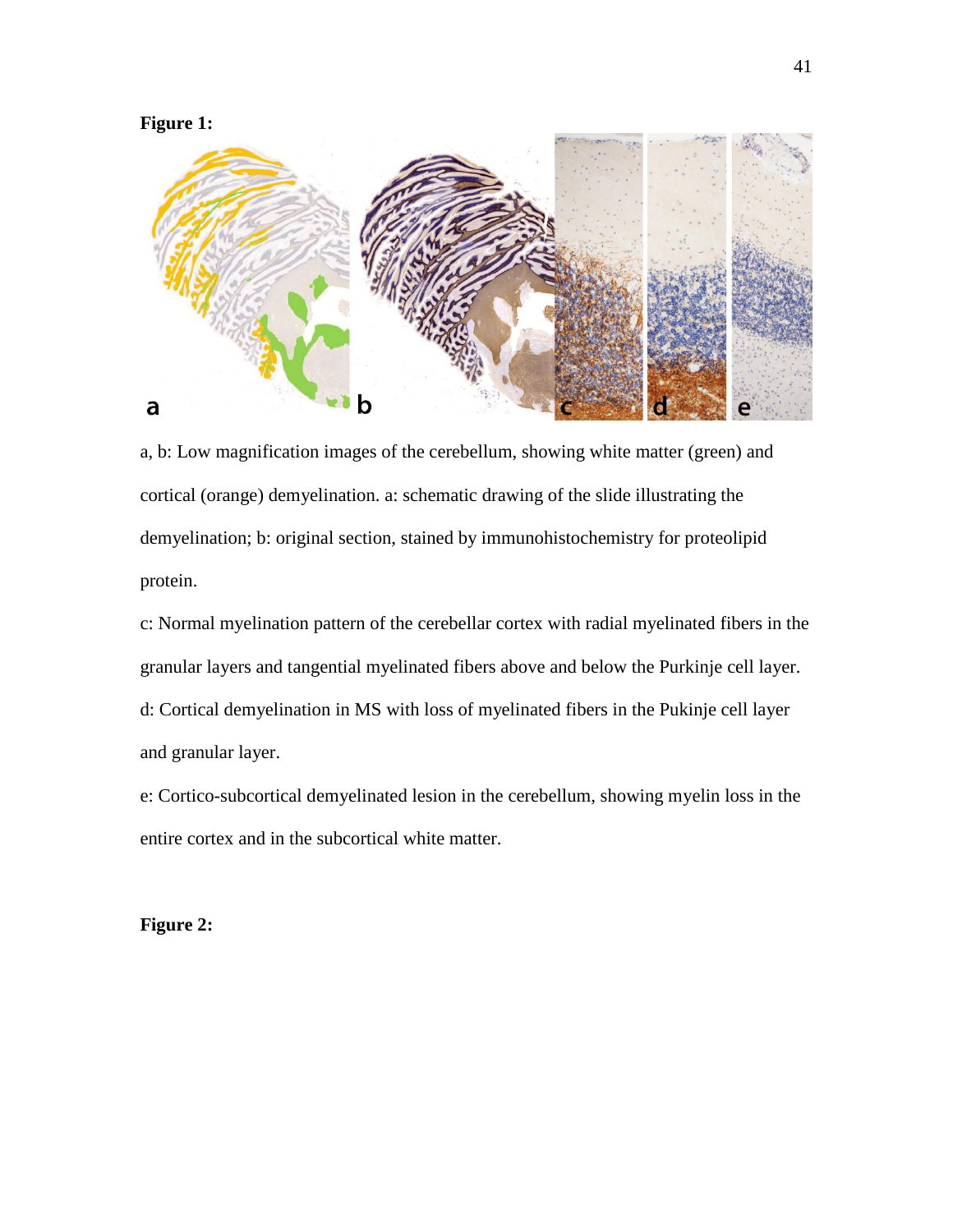**Figure 1:**

a, b: Low magnification images of the cerebellum, showing white matter (green) and cortical (orange) demyelination. a: schematic drawing of the slide illustrating the demyelination; b: original section, stained by immunohistochemistry for proteolipid protein.

c: Normal myelination pattern of the cerebellar cortex with radial myelinated fibers in the granular layers and tangential myelinated fibers above and below the Purkinje cell layer.

d: Cortical demyelination in MS with loss of myelinated fibers in the Pukinje cell layer and granular layer.

e: Cortico-subcortical demyelinated lesion in the cerebellum, showing myelin loss in the entire cortex and in the subcortical white matter.

**Figure 2:**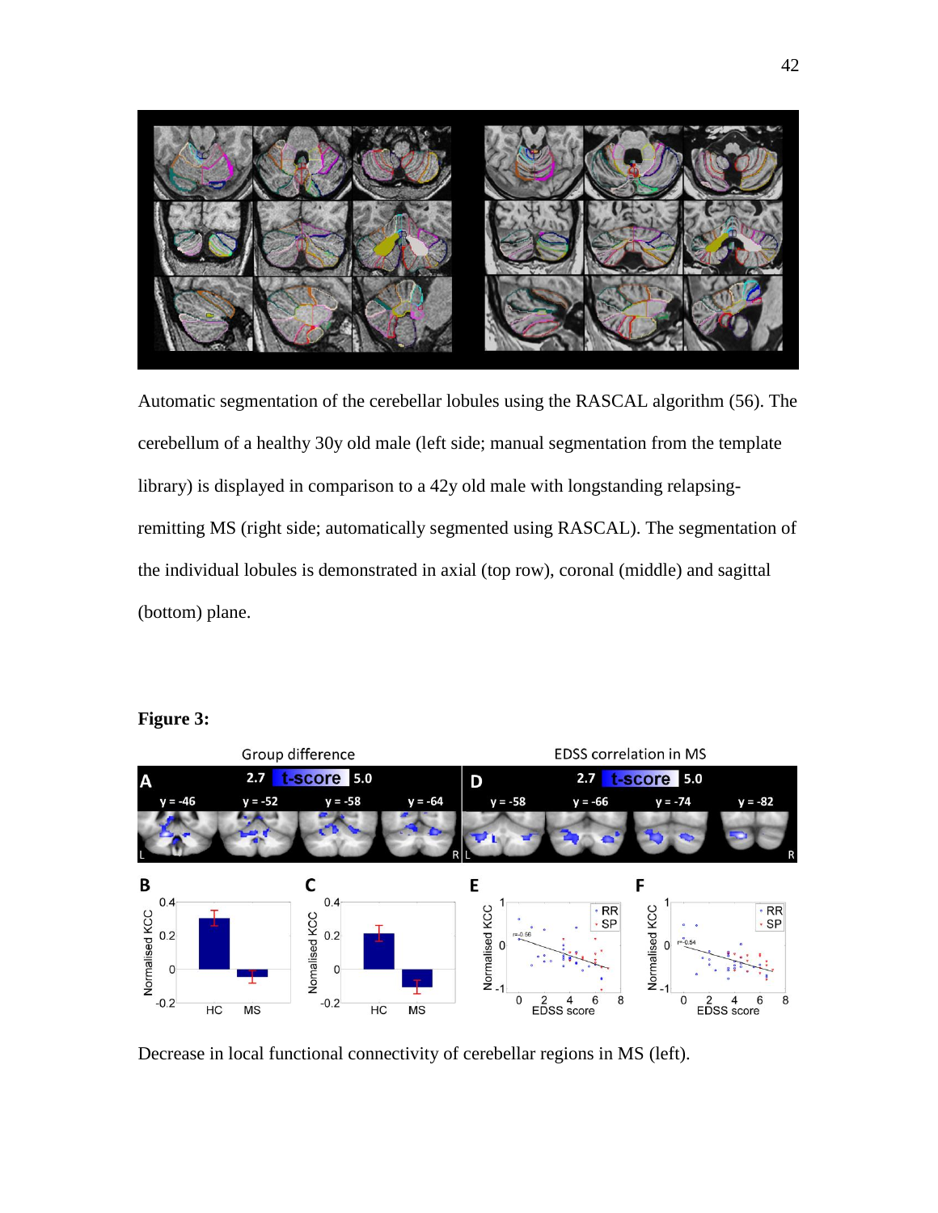Automatic segmentation of the cerebellar lobules using the RASCAL algorithm (56). The cerebellum of a healthy 30y old male (left side; manual segmentation from the template library) is displayed in comparison to a 42y old male with longstanding relapsing-remitting MS (right side; automatically segmented using RASCAL). The segmentation of the individual lobules is demonstrated in axial (top row), coronal (middle) and sagittal (bottom) plane.

**Figure 3:**

Decrease in local functional connectivity of cerebellar regions in MS (left).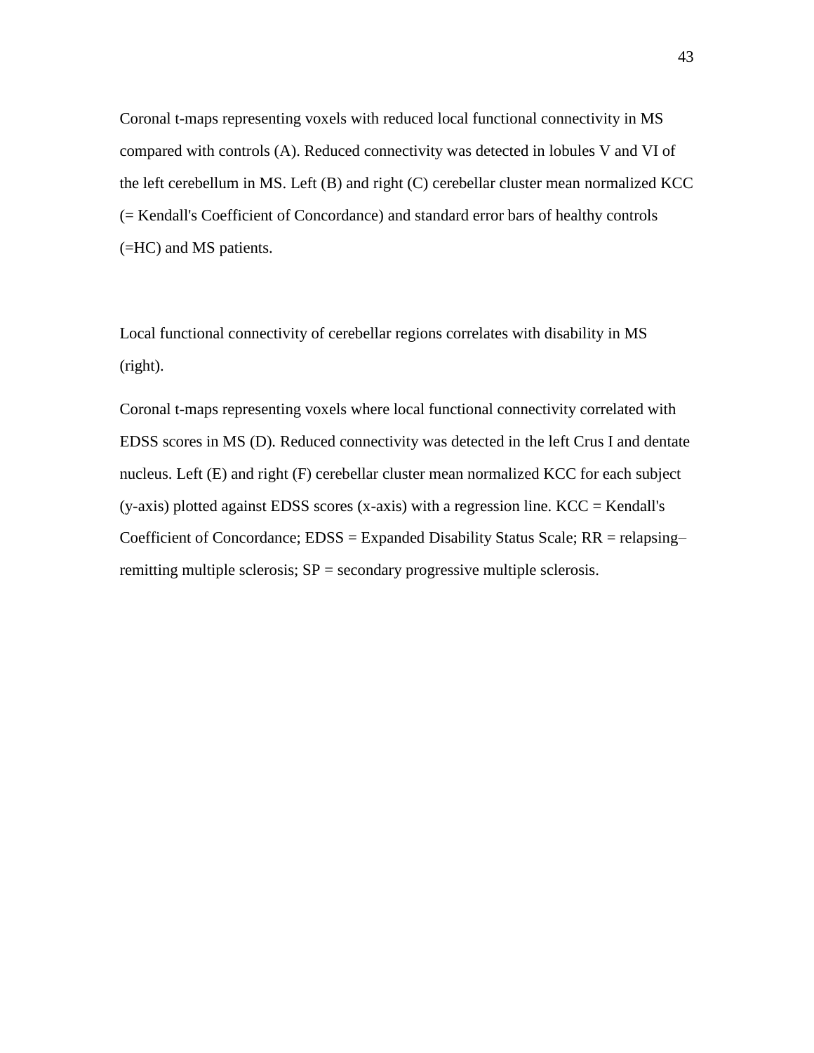Coronal t-maps representing voxels with reduced local functional connectivity in MS compared with controls (A). Reduced connectivity was detected in lobules V and VI of the left cerebellum in MS. Left (B) and right (C) cerebellar cluster mean normalized KCC (= Kendall's Coefficient of Concordance) and standard error bars of healthy controls (=HC) and MS patients.

Local functional connectivity of cerebellar regions correlates with disability in MS (right).

Coronal t-maps representing voxels where local functional connectivity correlated with EDSS scores in MS (D). Reduced connectivity was detected in the left Crus I and dentate nucleus. Left (E) and right (F) cerebellar cluster mean normalized KCC for each subject (y-axis) plotted against EDSS scores (x-axis) with a regression line. KCC = Kendall's Coefficient of Concordance; EDSS = Expanded Disability Status Scale; RR = relapsing–remitting multiple sclerosis; SP = secondary progressive multiple sclerosis.